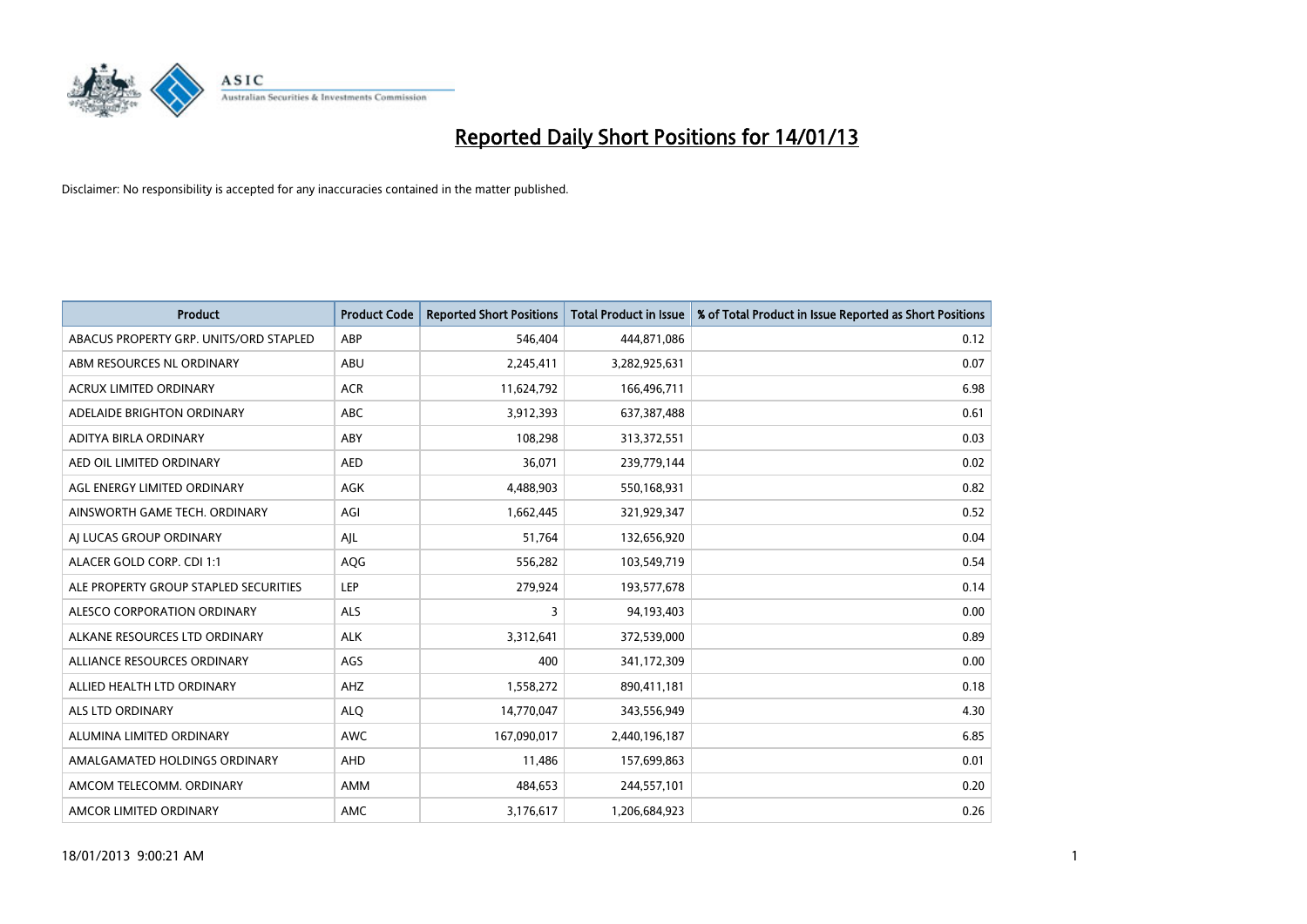# Reported Daily Short Positions for 14/01/13

Disclaimer: No responsibility is accepted for any inaccuracies contained in the matter published.

| Product | Product Code | Reported Short Positions | Total Product in Issue | % of Total Product in Issue Reported as Short Positions |
|---|---|---|---|---|
| ABACUS PROPERTY GRP. UNITS/ORD STAPLED | ABP | 546,404 | 444,871,086 | 0.12 |
| ABM RESOURCES NL ORDINARY | ABU | 2,245,411 | 3,282,925,631 | 0.07 |
| ACRUX LIMITED ORDINARY | ACR | 11,624,792 | 166,496,711 | 6.98 |
| ADELAIDE BRIGHTON ORDINARY | ABC | 3,912,393 | 637,387,488 | 0.61 |
| ADITYA BIRLA ORDINARY | ABY | 108,298 | 313,372,551 | 0.03 |
| AED OIL LIMITED ORDINARY | AED | 36,071 | 239,779,144 | 0.02 |
| AGL ENERGY LIMITED ORDINARY | AGK | 4,488,903 | 550,168,931 | 0.82 |
| AINSWORTH GAME TECH. ORDINARY | AGI | 1,662,445 | 321,929,347 | 0.52 |
| AJ LUCAS GROUP ORDINARY | AJL | 51,764 | 132,656,920 | 0.04 |
| ALACER GOLD CORP. CDI 1:1 | AQG | 556,282 | 103,549,719 | 0.54 |
| ALE PROPERTY GROUP STAPLED SECURITIES | LEP | 279,924 | 193,577,678 | 0.14 |
| ALESCO CORPORATION ORDINARY | ALS | 3 | 94,193,403 | 0.00 |
| ALKANE RESOURCES LTD ORDINARY | ALK | 3,312,641 | 372,539,000 | 0.89 |
| ALLIANCE RESOURCES ORDINARY | AGS | 400 | 341,172,309 | 0.00 |
| ALLIED HEALTH LTD ORDINARY | AHZ | 1,558,272 | 890,411,181 | 0.18 |
| ALS LTD ORDINARY | ALQ | 14,770,047 | 343,556,949 | 4.30 |
| ALUMINA LIMITED ORDINARY | AWC | 167,090,017 | 2,440,196,187 | 6.85 |
| AMALGAMATED HOLDINGS ORDINARY | AHD | 11,486 | 157,699,863 | 0.01 |
| AMCOM TELECOMM. ORDINARY | AMM | 484,653 | 244,557,101 | 0.20 |
| AMCOR LIMITED ORDINARY | AMC | 3,176,617 | 1,206,684,923 | 0.26 |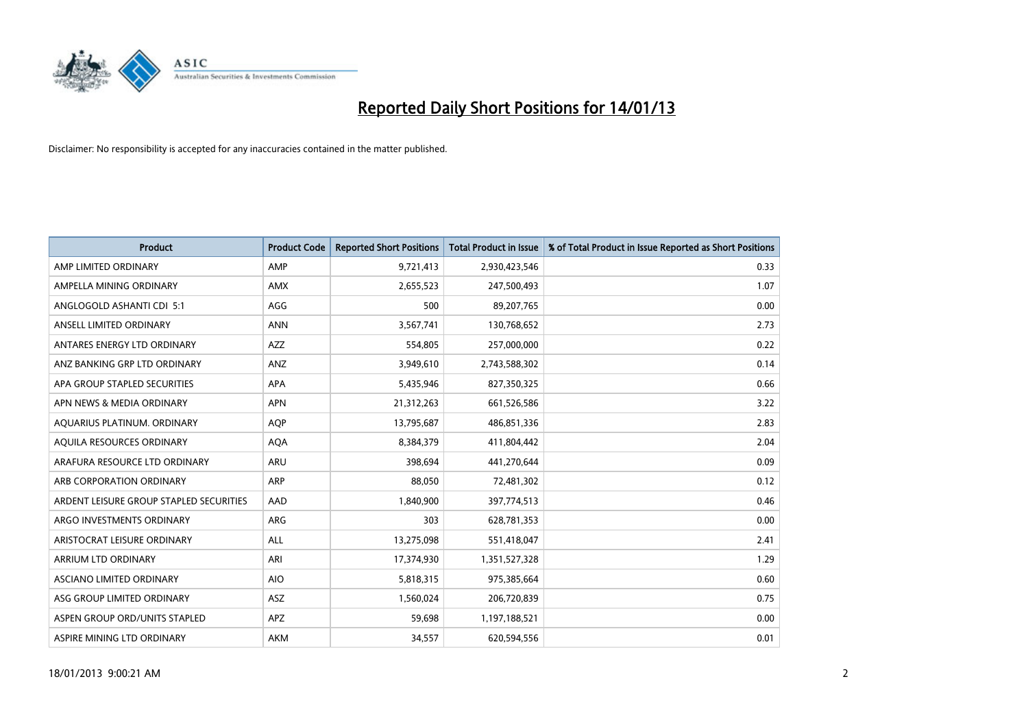# Reported Daily Short Positions for 14/01/13

Disclaimer: No responsibility is accepted for any inaccuracies contained in the matter published.

| Product | Product Code | Reported Short Positions | Total Product in Issue | % of Total Product in Issue Reported as Short Positions |
|---|---|---|---|---|
| AMP LIMITED ORDINARY | AMP | 9,721,413 | 2,930,423,546 | 0.33 |
| AMPELLA MINING ORDINARY | AMX | 2,655,523 | 247,500,493 | 1.07 |
| ANGLOGOLD ASHANTI CDI 5:1 | AGG | 500 | 89,207,765 | 0.00 |
| ANSELL LIMITED ORDINARY | ANN | 3,567,741 | 130,768,652 | 2.73 |
| ANTARES ENERGY LTD ORDINARY | AZZ | 554,805 | 257,000,000 | 0.22 |
| ANZ BANKING GRP LTD ORDINARY | ANZ | 3,949,610 | 2,743,588,302 | 0.14 |
| APA GROUP STAPLED SECURITIES | APA | 5,435,946 | 827,350,325 | 0.66 |
| APN NEWS & MEDIA ORDINARY | APN | 21,312,263 | 661,526,586 | 3.22 |
| AQUARIUS PLATINUM. ORDINARY | AQP | 13,795,687 | 486,851,336 | 2.83 |
| AQUILA RESOURCES ORDINARY | AQA | 8,384,379 | 411,804,442 | 2.04 |
| ARAFURA RESOURCE LTD ORDINARY | ARU | 398,694 | 441,270,644 | 0.09 |
| ARB CORPORATION ORDINARY | ARP | 88,050 | 72,481,302 | 0.12 |
| ARDENT LEISURE GROUP STAPLED SECURITIES | AAD | 1,840,900 | 397,774,513 | 0.46 |
| ARGO INVESTMENTS ORDINARY | ARG | 303 | 628,781,353 | 0.00 |
| ARISTOCRAT LEISURE ORDINARY | ALL | 13,275,098 | 551,418,047 | 2.41 |
| ARRIUM LTD ORDINARY | ARI | 17,374,930 | 1,351,527,328 | 1.29 |
| ASCIANO LIMITED ORDINARY | AIO | 5,818,315 | 975,385,664 | 0.60 |
| ASG GROUP LIMITED ORDINARY | ASZ | 1,560,024 | 206,720,839 | 0.75 |
| ASPEN GROUP ORD/UNITS STAPLED | APZ | 59,698 | 1,197,188,521 | 0.00 |
| ASPIRE MINING LTD ORDINARY | AKM | 34,557 | 620,594,556 | 0.01 |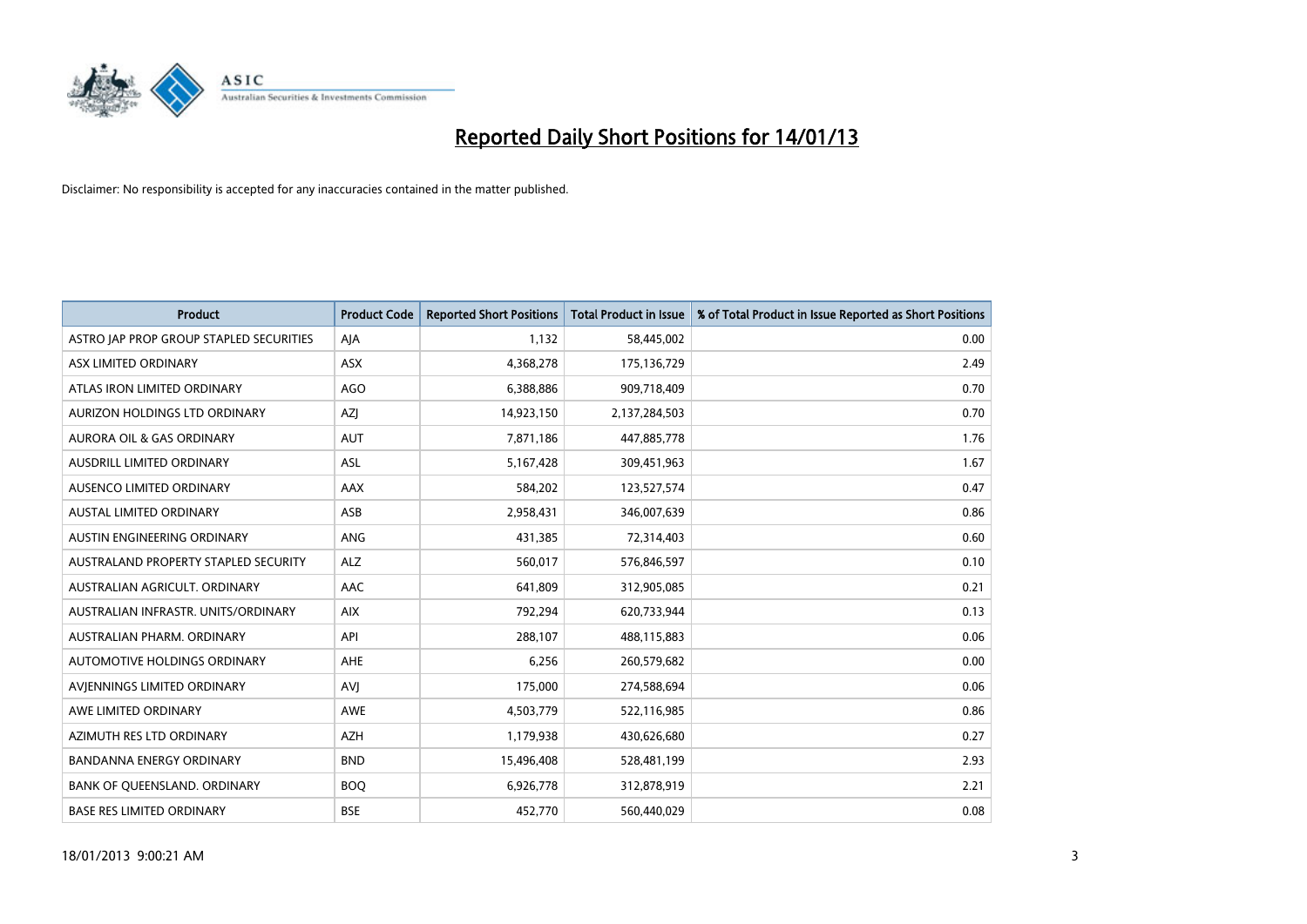# Reported Daily Short Positions for 14/01/13

Disclaimer: No responsibility is accepted for any inaccuracies contained in the matter published.

| Product | Product Code | Reported Short Positions | Total Product in Issue | % of Total Product in Issue Reported as Short Positions |
|---|---|---|---|---|
| ASTRO JAP PROP GROUP STAPLED SECURITIES | AJA | 1,132 | 58,445,002 | 0.00 |
| ASX LIMITED ORDINARY | ASX | 4,368,278 | 175,136,729 | 2.49 |
| ATLAS IRON LIMITED ORDINARY | AGO | 6,388,886 | 909,718,409 | 0.70 |
| AURIZON HOLDINGS LTD ORDINARY | AZJ | 14,923,150 | 2,137,284,503 | 0.70 |
| AURORA OIL & GAS ORDINARY | AUT | 7,871,186 | 447,885,778 | 1.76 |
| AUSDRILL LIMITED ORDINARY | ASL | 5,167,428 | 309,451,963 | 1.67 |
| AUSENCO LIMITED ORDINARY | AAX | 584,202 | 123,527,574 | 0.47 |
| AUSTAL LIMITED ORDINARY | ASB | 2,958,431 | 346,007,639 | 0.86 |
| AUSTIN ENGINEERING ORDINARY | ANG | 431,385 | 72,314,403 | 0.60 |
| AUSTRALAND PROPERTY STAPLED SECURITY | ALZ | 560,017 | 576,846,597 | 0.10 |
| AUSTRALIAN AGRICULT. ORDINARY | AAC | 641,809 | 312,905,085 | 0.21 |
| AUSTRALIAN INFRASTR. UNITS/ORDINARY | AIX | 792,294 | 620,733,944 | 0.13 |
| AUSTRALIAN PHARM. ORDINARY | API | 288,107 | 488,115,883 | 0.06 |
| AUTOMOTIVE HOLDINGS ORDINARY | AHE | 6,256 | 260,579,682 | 0.00 |
| AVJENNINGS LIMITED ORDINARY | AVJ | 175,000 | 274,588,694 | 0.06 |
| AWE LIMITED ORDINARY | AWE | 4,503,779 | 522,116,985 | 0.86 |
| AZIMUTH RES LTD ORDINARY | AZH | 1,179,938 | 430,626,680 | 0.27 |
| BANDANNA ENERGY ORDINARY | BND | 15,496,408 | 528,481,199 | 2.93 |
| BANK OF QUEENSLAND. ORDINARY | BOQ | 6,926,778 | 312,878,919 | 2.21 |
| BASE RES LIMITED ORDINARY | BSE | 452,770 | 560,440,029 | 0.08 |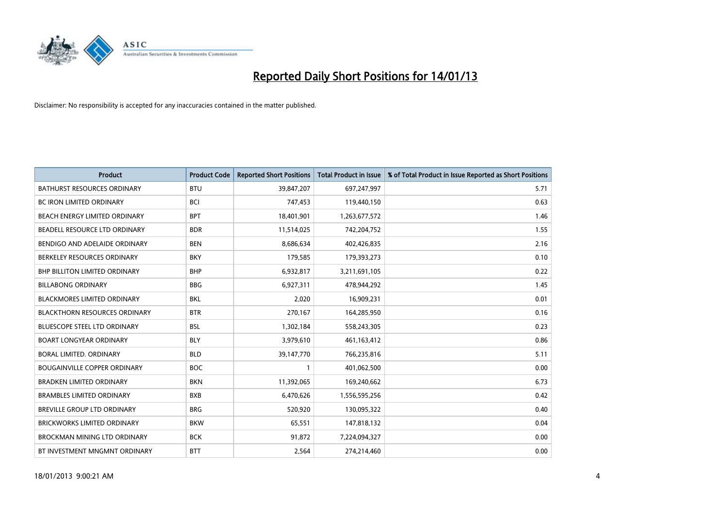# Reported Daily Short Positions for 14/01/13

Disclaimer: No responsibility is accepted for any inaccuracies contained in the matter published.

| Product | Product Code | Reported Short Positions | Total Product in Issue | % of Total Product in Issue Reported as Short Positions |
|---|---|---|---|---|
| BATHURST RESOURCES ORDINARY | BTU | 39,847,207 | 697,247,997 | 5.71 |
| BC IRON LIMITED ORDINARY | BCI | 747,453 | 119,440,150 | 0.63 |
| BEACH ENERGY LIMITED ORDINARY | BPT | 18,401,901 | 1,263,677,572 | 1.46 |
| BEADELL RESOURCE LTD ORDINARY | BDR | 11,514,025 | 742,204,752 | 1.55 |
| BENDIGO AND ADELAIDE ORDINARY | BEN | 8,686,634 | 402,426,835 | 2.16 |
| BERKELEY RESOURCES ORDINARY | BKY | 179,585 | 179,393,273 | 0.10 |
| BHP BILLITON LIMITED ORDINARY | BHP | 6,932,817 | 3,211,691,105 | 0.22 |
| BILLABONG ORDINARY | BBG | 6,927,311 | 478,944,292 | 1.45 |
| BLACKMORES LIMITED ORDINARY | BKL | 2,020 | 16,909,231 | 0.01 |
| BLACKTHORN RESOURCES ORDINARY | BTR | 270,167 | 164,285,950 | 0.16 |
| BLUESCOPE STEEL LTD ORDINARY | BSL | 1,302,184 | 558,243,305 | 0.23 |
| BOART LONGYEAR ORDINARY | BLY | 3,979,610 | 461,163,412 | 0.86 |
| BORAL LIMITED. ORDINARY | BLD | 39,147,770 | 766,235,816 | 5.11 |
| BOUGAINVILLE COPPER ORDINARY | BOC | 1 | 401,062,500 | 0.00 |
| BRADKEN LIMITED ORDINARY | BKN | 11,392,065 | 169,240,662 | 6.73 |
| BRAMBLES LIMITED ORDINARY | BXB | 6,470,626 | 1,556,595,256 | 0.42 |
| BREVILLE GROUP LTD ORDINARY | BRG | 520,920 | 130,095,322 | 0.40 |
| BRICKWORKS LIMITED ORDINARY | BKW | 65,551 | 147,818,132 | 0.04 |
| BROCKMAN MINING LTD ORDINARY | BCK | 91,872 | 7,224,094,327 | 0.00 |
| BT INVESTMENT MNGMNT ORDINARY | BTT | 2,564 | 274,214,460 | 0.00 |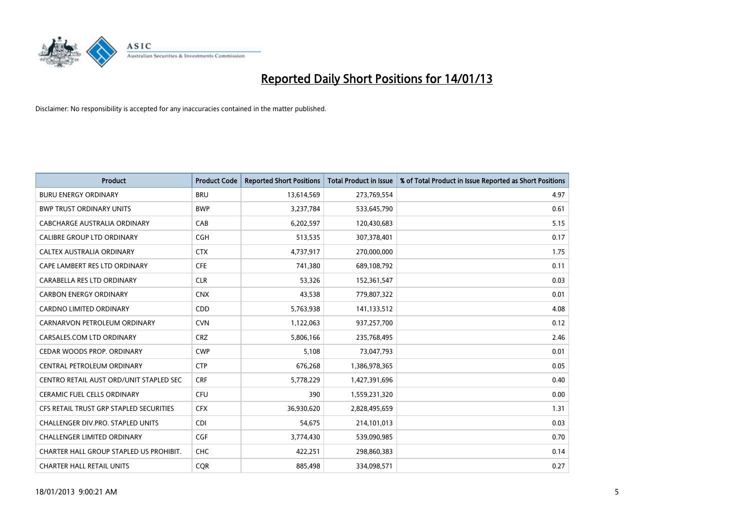# Reported Daily Short Positions for 14/01/13

Disclaimer: No responsibility is accepted for any inaccuracies contained in the matter published.

| Product | Product Code | Reported Short Positions | Total Product in Issue | % of Total Product in Issue Reported as Short Positions |
|---|---|---|---|---|
| BURU ENERGY ORDINARY | BRU | 13,614,569 | 273,769,554 | 4.97 |
| BWP TRUST ORDINARY UNITS | BWP | 3,237,784 | 533,645,790 | 0.61 |
| CABCHARGE AUSTRALIA ORDINARY | CAB | 6,202,597 | 120,430,683 | 5.15 |
| CALIBRE GROUP LTD ORDINARY | CGH | 513,535 | 307,378,401 | 0.17 |
| CALTEX AUSTRALIA ORDINARY | CTX | 4,737,917 | 270,000,000 | 1.75 |
| CAPE LAMBERT RES LTD ORDINARY | CFE | 741,380 | 689,108,792 | 0.11 |
| CARABELLA RES LTD ORDINARY | CLR | 53,326 | 152,361,547 | 0.03 |
| CARBON ENERGY ORDINARY | CNX | 43,538 | 779,807,322 | 0.01 |
| CARDNO LIMITED ORDINARY | CDD | 5,763,938 | 141,133,512 | 4.08 |
| CARNARVON PETROLEUM ORDINARY | CVN | 1,122,063 | 937,257,700 | 0.12 |
| CARSALES.COM LTD ORDINARY | CRZ | 5,806,166 | 235,768,495 | 2.46 |
| CEDAR WOODS PROP. ORDINARY | CWP | 5,108 | 73,047,793 | 0.01 |
| CENTRAL PETROLEUM ORDINARY | CTP | 676,268 | 1,386,978,365 | 0.05 |
| CENTRO RETAIL AUST ORD/UNIT STAPLED SEC | CRF | 5,778,229 | 1,427,391,696 | 0.40 |
| CERAMIC FUEL CELLS ORDINARY | CFU | 390 | 1,559,231,320 | 0.00 |
| CFS RETAIL TRUST GRP STAPLED SECURITIES | CFX | 36,930,620 | 2,828,495,659 | 1.31 |
| CHALLENGER DIV.PRO. STAPLED UNITS | CDI | 54,675 | 214,101,013 | 0.03 |
| CHALLENGER LIMITED ORDINARY | CGF | 3,774,430 | 539,090,985 | 0.70 |
| CHARTER HALL GROUP STAPLED US PROHIBIT. | CHC | 422,251 | 298,860,383 | 0.14 |
| CHARTER HALL RETAIL UNITS | CQR | 885,498 | 334,098,571 | 0.27 |

18/01/2013 9:00:21 AM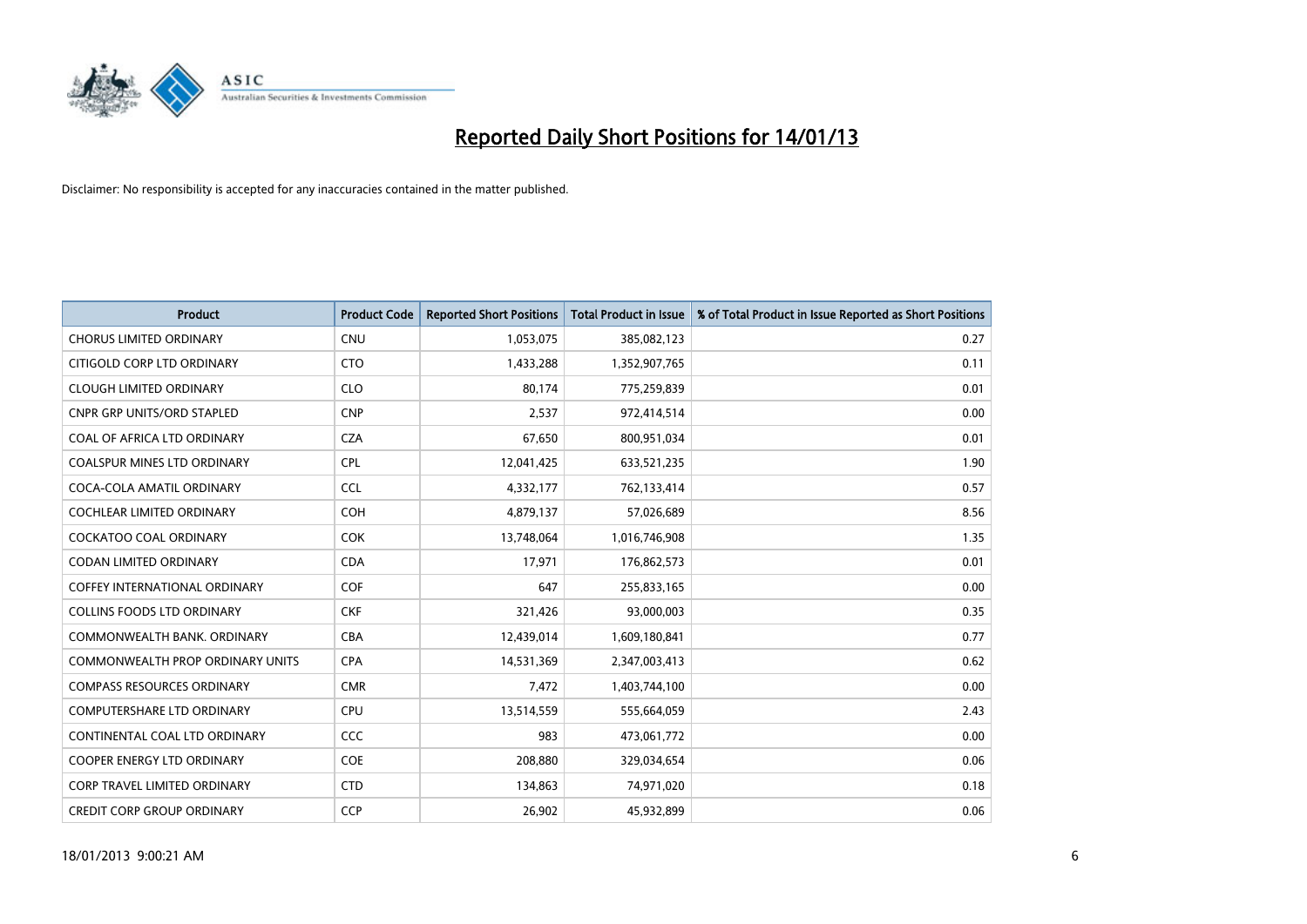# Reported Daily Short Positions for 14/01/13

Disclaimer: No responsibility is accepted for any inaccuracies contained in the matter published.

| Product | Product Code | Reported Short Positions | Total Product in Issue | % of Total Product in Issue Reported as Short Positions |
|---|---|---|---|---|
| CHORUS LIMITED ORDINARY | CNU | 1,053,075 | 385,082,123 | 0.27 |
| CITIGOLD CORP LTD ORDINARY | CTO | 1,433,288 | 1,352,907,765 | 0.11 |
| CLOUGH LIMITED ORDINARY | CLO | 80,174 | 775,259,839 | 0.01 |
| CNPR GRP UNITS/ORD STAPLED | CNP | 2,537 | 972,414,514 | 0.00 |
| COAL OF AFRICA LTD ORDINARY | CZA | 67,650 | 800,951,034 | 0.01 |
| COALSPUR MINES LTD ORDINARY | CPL | 12,041,425 | 633,521,235 | 1.90 |
| COCA-COLA AMATIL ORDINARY | CCL | 4,332,177 | 762,133,414 | 0.57 |
| COCHLEAR LIMITED ORDINARY | COH | 4,879,137 | 57,026,689 | 8.56 |
| COCKATOO COAL ORDINARY | COK | 13,748,064 | 1,016,746,908 | 1.35 |
| CODAN LIMITED ORDINARY | CDA | 17,971 | 176,862,573 | 0.01 |
| COFFEY INTERNATIONAL ORDINARY | COF | 647 | 255,833,165 | 0.00 |
| COLLINS FOODS LTD ORDINARY | CKF | 321,426 | 93,000,003 | 0.35 |
| COMMONWEALTH BANK. ORDINARY | CBA | 12,439,014 | 1,609,180,841 | 0.77 |
| COMMONWEALTH PROP ORDINARY UNITS | CPA | 14,531,369 | 2,347,003,413 | 0.62 |
| COMPASS RESOURCES ORDINARY | CMR | 7,472 | 1,403,744,100 | 0.00 |
| COMPUTERSHARE LTD ORDINARY | CPU | 13,514,559 | 555,664,059 | 2.43 |
| CONTINENTAL COAL LTD ORDINARY | CCC | 983 | 473,061,772 | 0.00 |
| COOPER ENERGY LTD ORDINARY | COE | 208,880 | 329,034,654 | 0.06 |
| CORP TRAVEL LIMITED ORDINARY | CTD | 134,863 | 74,971,020 | 0.18 |
| CREDIT CORP GROUP ORDINARY | CCP | 26,902 | 45,932,899 | 0.06 |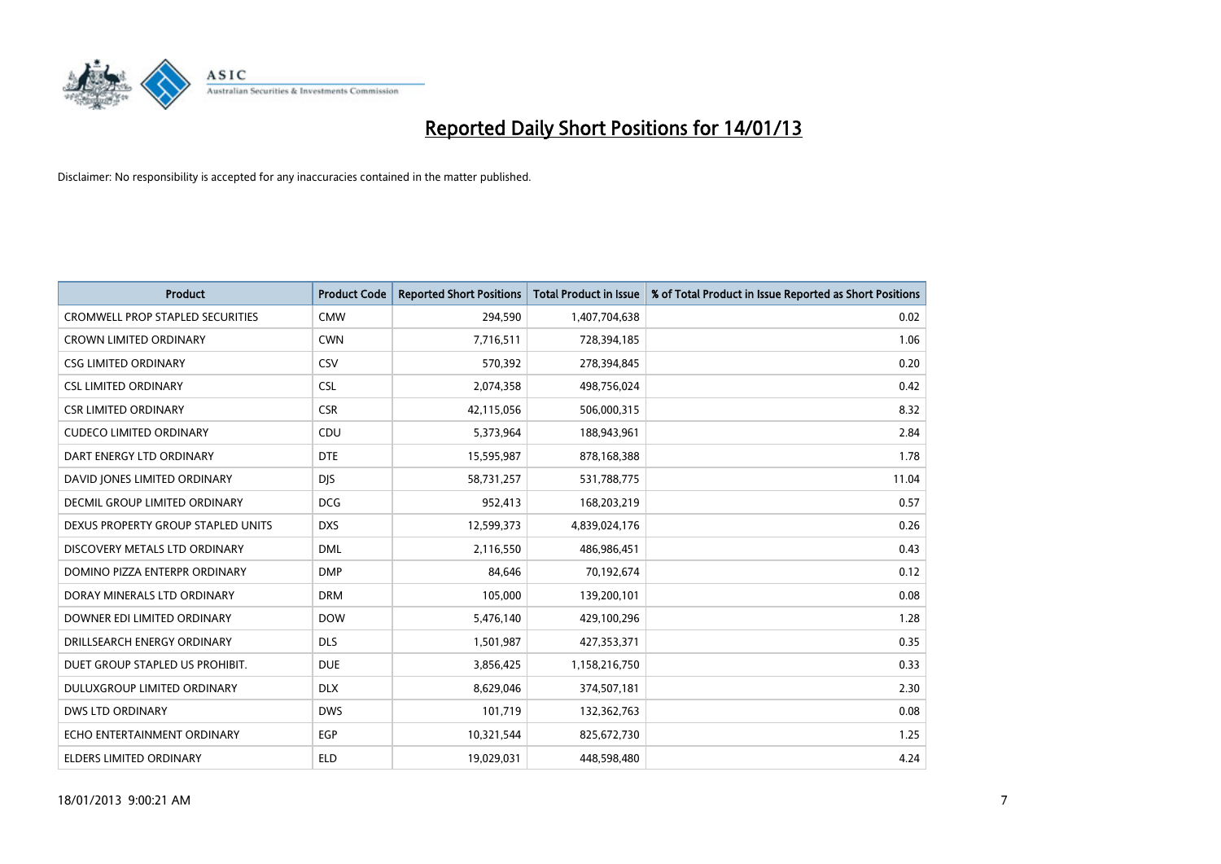# Reported Daily Short Positions for 14/01/13

Disclaimer: No responsibility is accepted for any inaccuracies contained in the matter published.

| Product | Product Code | Reported Short Positions | Total Product in Issue | % of Total Product in Issue Reported as Short Positions |
|---|---|---|---|---|
| CROMWELL PROP STAPLED SECURITIES | CMW | 294,590 | 1,407,704,638 | 0.02 |
| CROWN LIMITED ORDINARY | CWN | 7,716,511 | 728,394,185 | 1.06 |
| CSG LIMITED ORDINARY | CSV | 570,392 | 278,394,845 | 0.20 |
| CSL LIMITED ORDINARY | CSL | 2,074,358 | 498,756,024 | 0.42 |
| CSR LIMITED ORDINARY | CSR | 42,115,056 | 506,000,315 | 8.32 |
| CUDECO LIMITED ORDINARY | CDU | 5,373,964 | 188,943,961 | 2.84 |
| DART ENERGY LTD ORDINARY | DTE | 15,595,987 | 878,168,388 | 1.78 |
| DAVID JONES LIMITED ORDINARY | DJS | 58,731,257 | 531,788,775 | 11.04 |
| DECMIL GROUP LIMITED ORDINARY | DCG | 952,413 | 168,203,219 | 0.57 |
| DEXUS PROPERTY GROUP STAPLED UNITS | DXS | 12,599,373 | 4,839,024,176 | 0.26 |
| DISCOVERY METALS LTD ORDINARY | DML | 2,116,550 | 486,986,451 | 0.43 |
| DOMINO PIZZA ENTERPR ORDINARY | DMP | 84,646 | 70,192,674 | 0.12 |
| DORAY MINERALS LTD ORDINARY | DRM | 105,000 | 139,200,101 | 0.08 |
| DOWNER EDI LIMITED ORDINARY | DOW | 5,476,140 | 429,100,296 | 1.28 |
| DRILLSEARCH ENERGY ORDINARY | DLS | 1,501,987 | 427,353,371 | 0.35 |
| DUET GROUP STAPLED US PROHIBIT. | DUE | 3,856,425 | 1,158,216,750 | 0.33 |
| DULUXGROUP LIMITED ORDINARY | DLX | 8,629,046 | 374,507,181 | 2.30 |
| DWS LTD ORDINARY | DWS | 101,719 | 132,362,763 | 0.08 |
| ECHO ENTERTAINMENT ORDINARY | EGP | 10,321,544 | 825,672,730 | 1.25 |
| ELDERS LIMITED ORDINARY | ELD | 19,029,031 | 448,598,480 | 4.24 |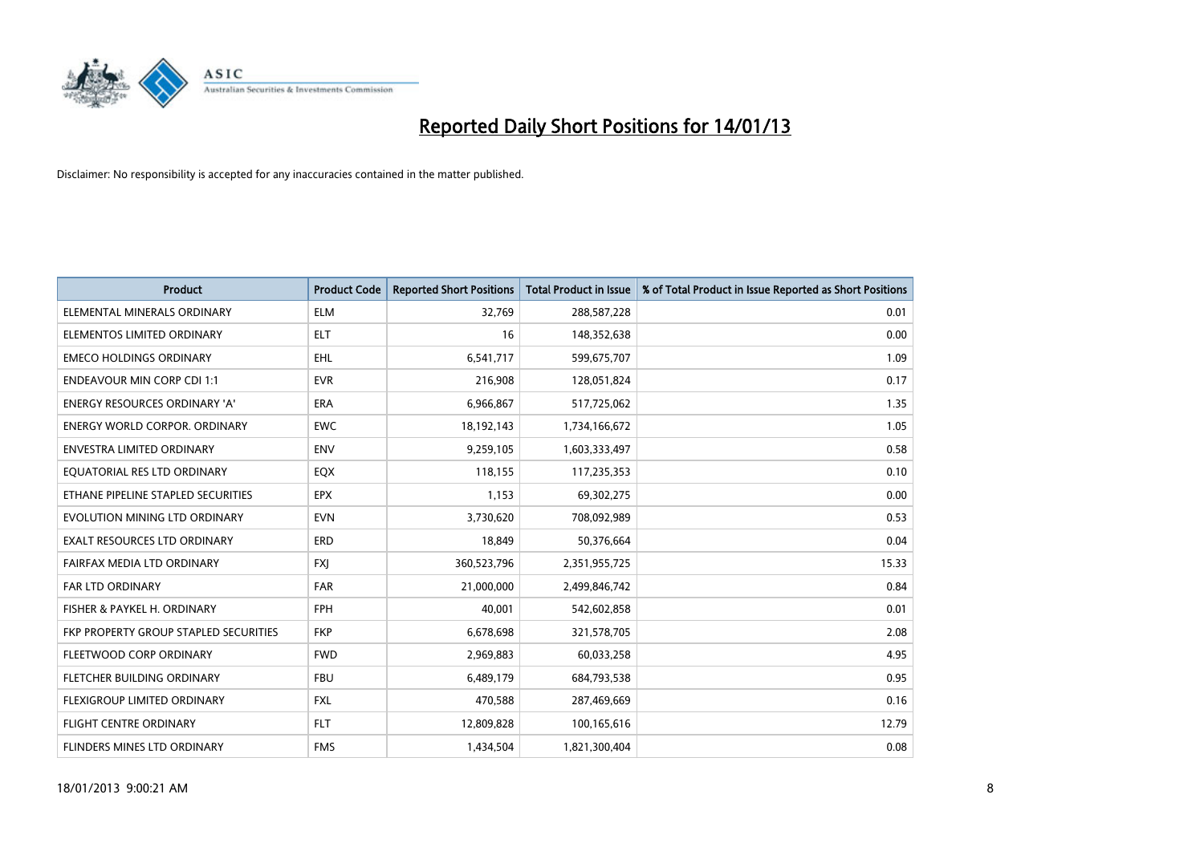# Reported Daily Short Positions for 14/01/13

Disclaimer: No responsibility is accepted for any inaccuracies contained in the matter published.

| Product | Product Code | Reported Short Positions | Total Product in Issue | % of Total Product in Issue Reported as Short Positions |
|---|---|---|---|---|
| ELEMENTAL MINERALS ORDINARY | ELM | 32,769 | 288,587,228 | 0.01 |
| ELEMENTOS LIMITED ORDINARY | ELT | 16 | 148,352,638 | 0.00 |
| EMECO HOLDINGS ORDINARY | EHL | 6,541,717 | 599,675,707 | 1.09 |
| ENDEAVOUR MIN CORP CDI 1:1 | EVR | 216,908 | 128,051,824 | 0.17 |
| ENERGY RESOURCES ORDINARY 'A' | ERA | 6,966,867 | 517,725,062 | 1.35 |
| ENERGY WORLD CORPOR. ORDINARY | EWC | 18,192,143 | 1,734,166,672 | 1.05 |
| ENVESTRA LIMITED ORDINARY | ENV | 9,259,105 | 1,603,333,497 | 0.58 |
| EQUATORIAL RES LTD ORDINARY | EQX | 118,155 | 117,235,353 | 0.10 |
| ETHANE PIPELINE STAPLED SECURITIES | EPX | 1,153 | 69,302,275 | 0.00 |
| EVOLUTION MINING LTD ORDINARY | EVN | 3,730,620 | 708,092,989 | 0.53 |
| EXALT RESOURCES LTD ORDINARY | ERD | 18,849 | 50,376,664 | 0.04 |
| FAIRFAX MEDIA LTD ORDINARY | FXJ | 360,523,796 | 2,351,955,725 | 15.33 |
| FAR LTD ORDINARY | FAR | 21,000,000 | 2,499,846,742 | 0.84 |
| FISHER & PAYKEL H. ORDINARY | FPH | 40,001 | 542,602,858 | 0.01 |
| FKP PROPERTY GROUP STAPLED SECURITIES | FKP | 6,678,698 | 321,578,705 | 2.08 |
| FLEETWOOD CORP ORDINARY | FWD | 2,969,883 | 60,033,258 | 4.95 |
| FLETCHER BUILDING ORDINARY | FBU | 6,489,179 | 684,793,538 | 0.95 |
| FLEXIGROUP LIMITED ORDINARY | FXL | 470,588 | 287,469,669 | 0.16 |
| FLIGHT CENTRE ORDINARY | FLT | 12,809,828 | 100,165,616 | 12.79 |
| FLINDERS MINES LTD ORDINARY | FMS | 1,434,504 | 1,821,300,404 | 0.08 |

18/01/2013 9:00:21 AM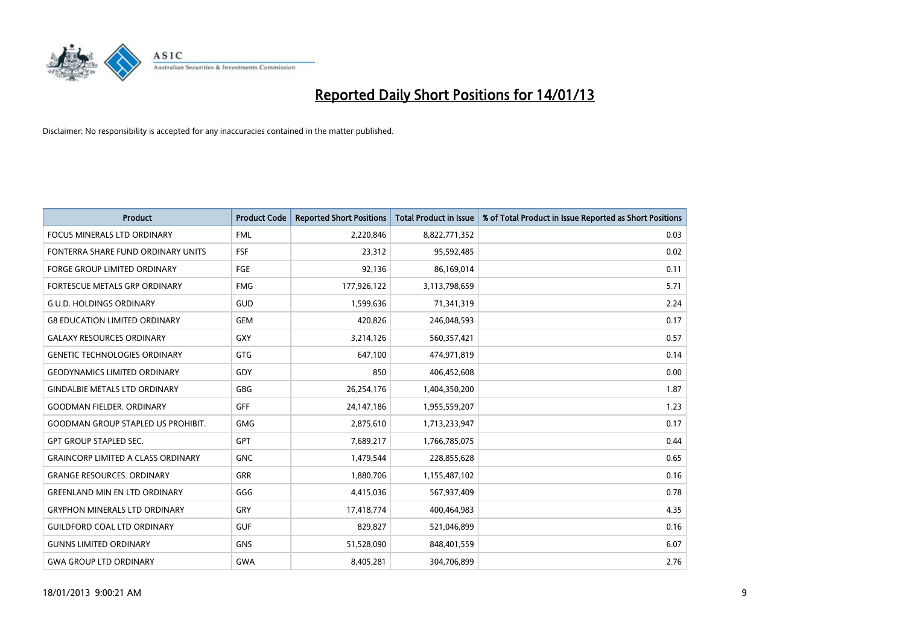# Reported Daily Short Positions for 14/01/13

Disclaimer: No responsibility is accepted for any inaccuracies contained in the matter published.

| Product | Product Code | Reported Short Positions | Total Product in Issue | % of Total Product in Issue Reported as Short Positions |
|---|---|---|---|---|
| FOCUS MINERALS LTD ORDINARY | FML | 2,220,846 | 8,822,771,352 | 0.03 |
| FONTERRA SHARE FUND ORDINARY UNITS | FSF | 23,312 | 95,592,485 | 0.02 |
| FORGE GROUP LIMITED ORDINARY | FGE | 92,136 | 86,169,014 | 0.11 |
| FORTESCUE METALS GRP ORDINARY | FMG | 177,926,122 | 3,113,798,659 | 5.71 |
| G.U.D. HOLDINGS ORDINARY | GUD | 1,599,636 | 71,341,319 | 2.24 |
| G8 EDUCATION LIMITED ORDINARY | GEM | 420,826 | 246,048,593 | 0.17 |
| GALAXY RESOURCES ORDINARY | GXY | 3,214,126 | 560,357,421 | 0.57 |
| GENETIC TECHNOLOGIES ORDINARY | GTG | 647,100 | 474,971,819 | 0.14 |
| GEODYNAMICS LIMITED ORDINARY | GDY | 850 | 406,452,608 | 0.00 |
| GINDALBIE METALS LTD ORDINARY | GBG | 26,254,176 | 1,404,350,200 | 1.87 |
| GOODMAN FIELDER. ORDINARY | GFF | 24,147,186 | 1,955,559,207 | 1.23 |
| GOODMAN GROUP STAPLED US PROHIBIT. | GMG | 2,875,610 | 1,713,233,947 | 0.17 |
| GPT GROUP STAPLED SEC. | GPT | 7,689,217 | 1,766,785,075 | 0.44 |
| GRAINCORP LIMITED A CLASS ORDINARY | GNC | 1,479,544 | 228,855,628 | 0.65 |
| GRANGE RESOURCES. ORDINARY | GRR | 1,880,706 | 1,155,487,102 | 0.16 |
| GREENLAND MIN EN LTD ORDINARY | GGG | 4,415,036 | 567,937,409 | 0.78 |
| GRYPHON MINERALS LTD ORDINARY | GRY | 17,418,774 | 400,464,983 | 4.35 |
| GUILDFORD COAL LTD ORDINARY | GUF | 829,827 | 521,046,899 | 0.16 |
| GUNNS LIMITED ORDINARY | GNS | 51,528,090 | 848,401,559 | 6.07 |
| GWA GROUP LTD ORDINARY | GWA | 8,405,281 | 304,706,899 | 2.76 |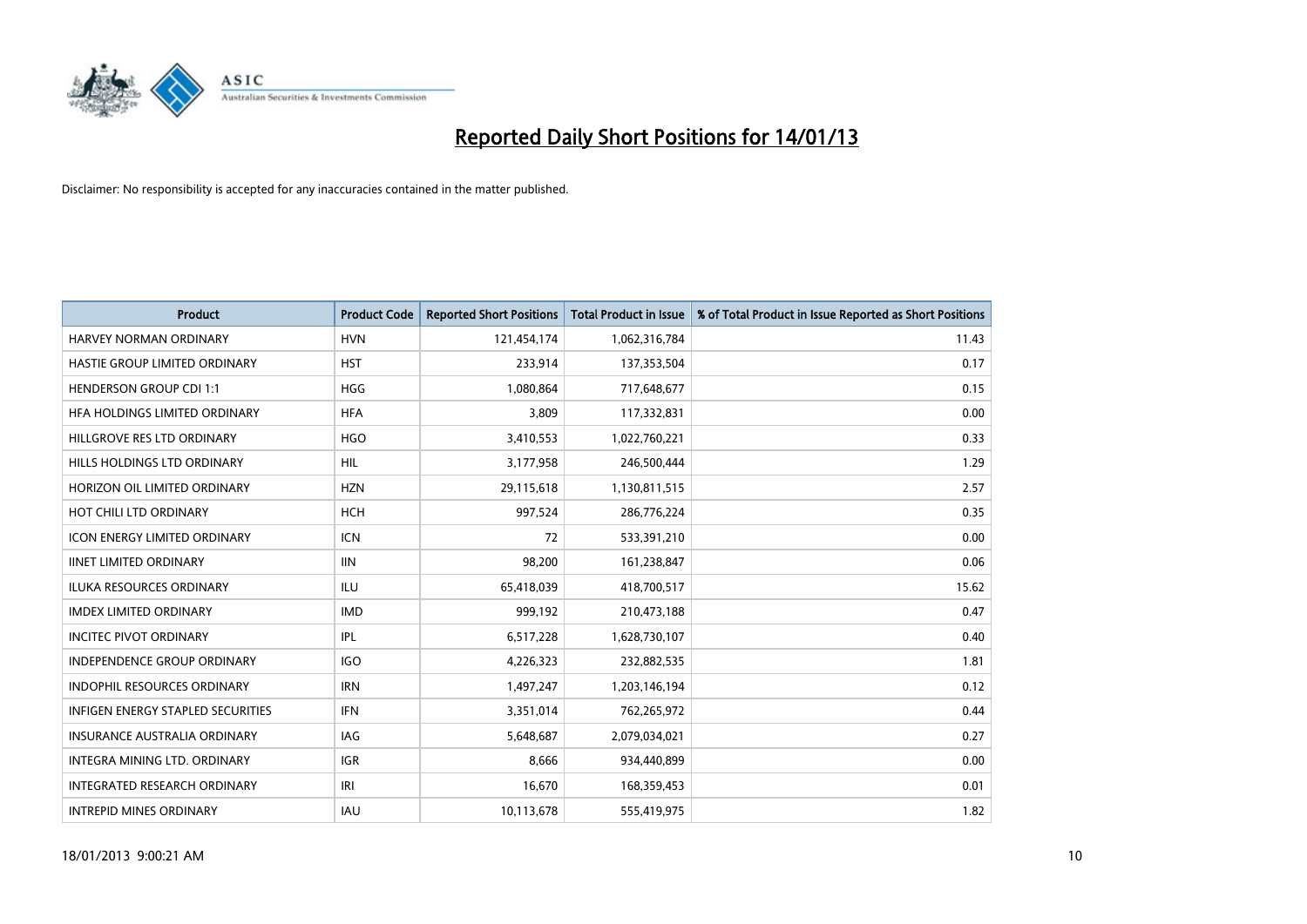# Reported Daily Short Positions for 14/01/13

Disclaimer: No responsibility is accepted for any inaccuracies contained in the matter published.

| Product | Product Code | Reported Short Positions | Total Product in Issue | % of Total Product in Issue Reported as Short Positions |
|---|---|---|---|---|
| HARVEY NORMAN ORDINARY | HVN | 121,454,174 | 1,062,316,784 | 11.43 |
| HASTIE GROUP LIMITED ORDINARY | HST | 233,914 | 137,353,504 | 0.17 |
| HENDERSON GROUP CDI 1:1 | HGG | 1,080,864 | 717,648,677 | 0.15 |
| HFA HOLDINGS LIMITED ORDINARY | HFA | 3,809 | 117,332,831 | 0.00 |
| HILLGROVE RES LTD ORDINARY | HGO | 3,410,553 | 1,022,760,221 | 0.33 |
| HILLS HOLDINGS LTD ORDINARY | HIL | 3,177,958 | 246,500,444 | 1.29 |
| HORIZON OIL LIMITED ORDINARY | HZN | 29,115,618 | 1,130,811,515 | 2.57 |
| HOT CHILI LTD ORDINARY | HCH | 997,524 | 286,776,224 | 0.35 |
| ICON ENERGY LIMITED ORDINARY | ICN | 72 | 533,391,210 | 0.00 |
| IINET LIMITED ORDINARY | IIN | 98,200 | 161,238,847 | 0.06 |
| ILUKA RESOURCES ORDINARY | ILU | 65,418,039 | 418,700,517 | 15.62 |
| IMDEX LIMITED ORDINARY | IMD | 999,192 | 210,473,188 | 0.47 |
| INCITEC PIVOT ORDINARY | IPL | 6,517,228 | 1,628,730,107 | 0.40 |
| INDEPENDENCE GROUP ORDINARY | IGO | 4,226,323 | 232,882,535 | 1.81 |
| INDOPHIL RESOURCES ORDINARY | IRN | 1,497,247 | 1,203,146,194 | 0.12 |
| INFIGEN ENERGY STAPLED SECURITIES | IFN | 3,351,014 | 762,265,972 | 0.44 |
| INSURANCE AUSTRALIA ORDINARY | IAG | 5,648,687 | 2,079,034,021 | 0.27 |
| INTEGRA MINING LTD. ORDINARY | IGR | 8,666 | 934,440,899 | 0.00 |
| INTEGRATED RESEARCH ORDINARY | IRI | 16,670 | 168,359,453 | 0.01 |
| INTREPID MINES ORDINARY | IAU | 10,113,678 | 555,419,975 | 1.82 |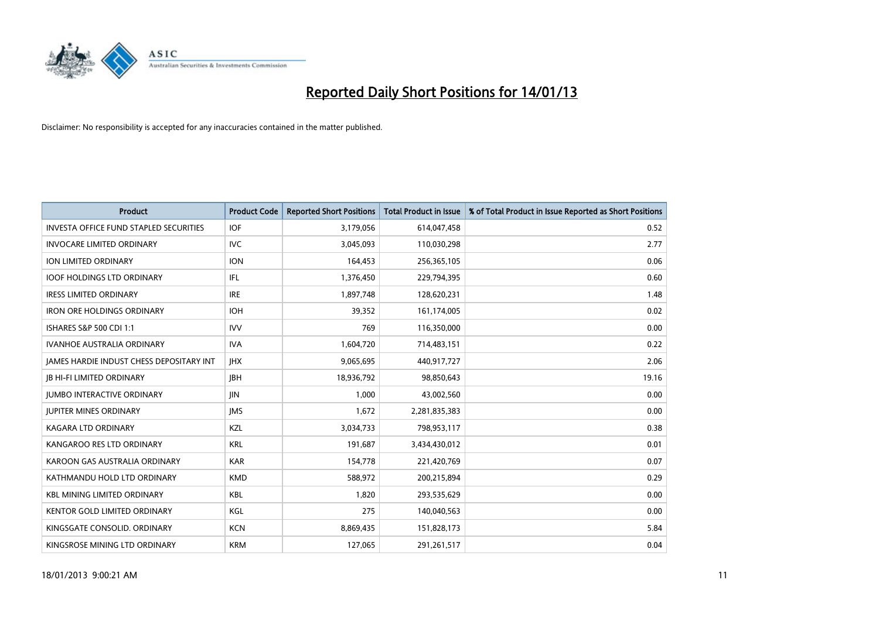# Reported Daily Short Positions for 14/01/13

Disclaimer: No responsibility is accepted for any inaccuracies contained in the matter published.

| Product | Product Code | Reported Short Positions | Total Product in Issue | % of Total Product in Issue Reported as Short Positions |
|---|---|---|---|---|
| INVESTA OFFICE FUND STAPLED SECURITIES | IOF | 3,179,056 | 614,047,458 | 0.52 |
| INVOCARE LIMITED ORDINARY | IVC | 3,045,093 | 110,030,298 | 2.77 |
| ION LIMITED ORDINARY | ION | 164,453 | 256,365,105 | 0.06 |
| IOOF HOLDINGS LTD ORDINARY | IFL | 1,376,450 | 229,794,395 | 0.60 |
| IRESS LIMITED ORDINARY | IRE | 1,897,748 | 128,620,231 | 1.48 |
| IRON ORE HOLDINGS ORDINARY | IOH | 39,352 | 161,174,005 | 0.02 |
| ISHARES S&P 500 CDI 1:1 | IVV | 769 | 116,350,000 | 0.00 |
| IVANHOE AUSTRALIA ORDINARY | IVA | 1,604,720 | 714,483,151 | 0.22 |
| JAMES HARDIE INDUST CHESS DEPOSITARY INT | JHX | 9,065,695 | 440,917,727 | 2.06 |
| JB HI-FI LIMITED ORDINARY | JBH | 18,936,792 | 98,850,643 | 19.16 |
| JUMBO INTERACTIVE ORDINARY | JIN | 1,000 | 43,002,560 | 0.00 |
| JUPITER MINES ORDINARY | JMS | 1,672 | 2,281,835,383 | 0.00 |
| KAGARA LTD ORDINARY | KZL | 3,034,733 | 798,953,117 | 0.38 |
| KANGAROO RES LTD ORDINARY | KRL | 191,687 | 3,434,430,012 | 0.01 |
| KAROON GAS AUSTRALIA ORDINARY | KAR | 154,778 | 221,420,769 | 0.07 |
| KATHMANDU HOLD LTD ORDINARY | KMD | 588,972 | 200,215,894 | 0.29 |
| KBL MINING LIMITED ORDINARY | KBL | 1,820 | 293,535,629 | 0.00 |
| KENTOR GOLD LIMITED ORDINARY | KGL | 275 | 140,040,563 | 0.00 |
| KINGSGATE CONSOLID. ORDINARY | KCN | 8,869,435 | 151,828,173 | 5.84 |
| KINGSROSE MINING LTD ORDINARY | KRM | 127,065 | 291,261,517 | 0.04 |

18/01/2013 9:00:21 AM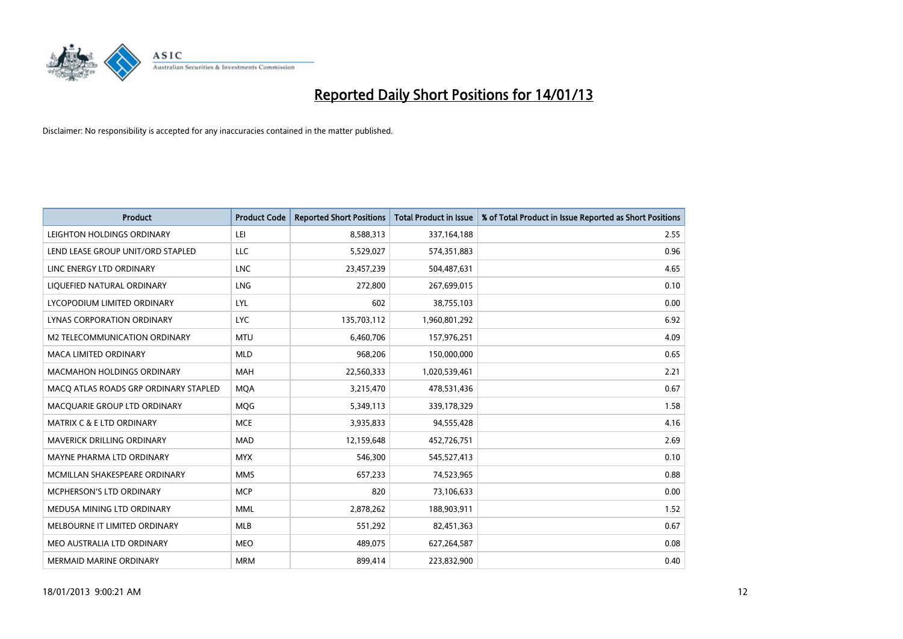# Reported Daily Short Positions for 14/01/13

Disclaimer: No responsibility is accepted for any inaccuracies contained in the matter published.

| Product | Product Code | Reported Short Positions | Total Product in Issue | % of Total Product in Issue Reported as Short Positions |
|---|---|---|---|---|
| LEIGHTON HOLDINGS ORDINARY | LEI | 8,588,313 | 337,164,188 | 2.55 |
| LEND LEASE GROUP UNIT/ORD STAPLED | LLC | 5,529,027 | 574,351,883 | 0.96 |
| LINC ENERGY LTD ORDINARY | LNC | 23,457,239 | 504,487,631 | 4.65 |
| LIQUEFIED NATURAL ORDINARY | LNG | 272,800 | 267,699,015 | 0.10 |
| LYCOPODIUM LIMITED ORDINARY | LYL | 602 | 38,755,103 | 0.00 |
| LYNAS CORPORATION ORDINARY | LYC | 135,703,112 | 1,960,801,292 | 6.92 |
| M2 TELECOMMUNICATION ORDINARY | MTU | 6,460,706 | 157,976,251 | 4.09 |
| MACA LIMITED ORDINARY | MLD | 968,206 | 150,000,000 | 0.65 |
| MACMAHON HOLDINGS ORDINARY | MAH | 22,560,333 | 1,020,539,461 | 2.21 |
| MACQ ATLAS ROADS GRP ORDINARY STAPLED | MQA | 3,215,470 | 478,531,436 | 0.67 |
| MACQUARIE GROUP LTD ORDINARY | MQG | 5,349,113 | 339,178,329 | 1.58 |
| MATRIX C & E LTD ORDINARY | MCE | 3,935,833 | 94,555,428 | 4.16 |
| MAVERICK DRILLING ORDINARY | MAD | 12,159,648 | 452,726,751 | 2.69 |
| MAYNE PHARMA LTD ORDINARY | MYX | 546,300 | 545,527,413 | 0.10 |
| MCMILLAN SHAKESPEARE ORDINARY | MMS | 657,233 | 74,523,965 | 0.88 |
| MCPHERSON'S LTD ORDINARY | MCP | 820 | 73,106,633 | 0.00 |
| MEDUSA MINING LTD ORDINARY | MML | 2,878,262 | 188,903,911 | 1.52 |
| MELBOURNE IT LIMITED ORDINARY | MLB | 551,292 | 82,451,363 | 0.67 |
| MEO AUSTRALIA LTD ORDINARY | MEO | 489,075 | 627,264,587 | 0.08 |
| MERMAID MARINE ORDINARY | MRM | 899,414 | 223,832,900 | 0.40 |

18/01/2013 9:00:21 AM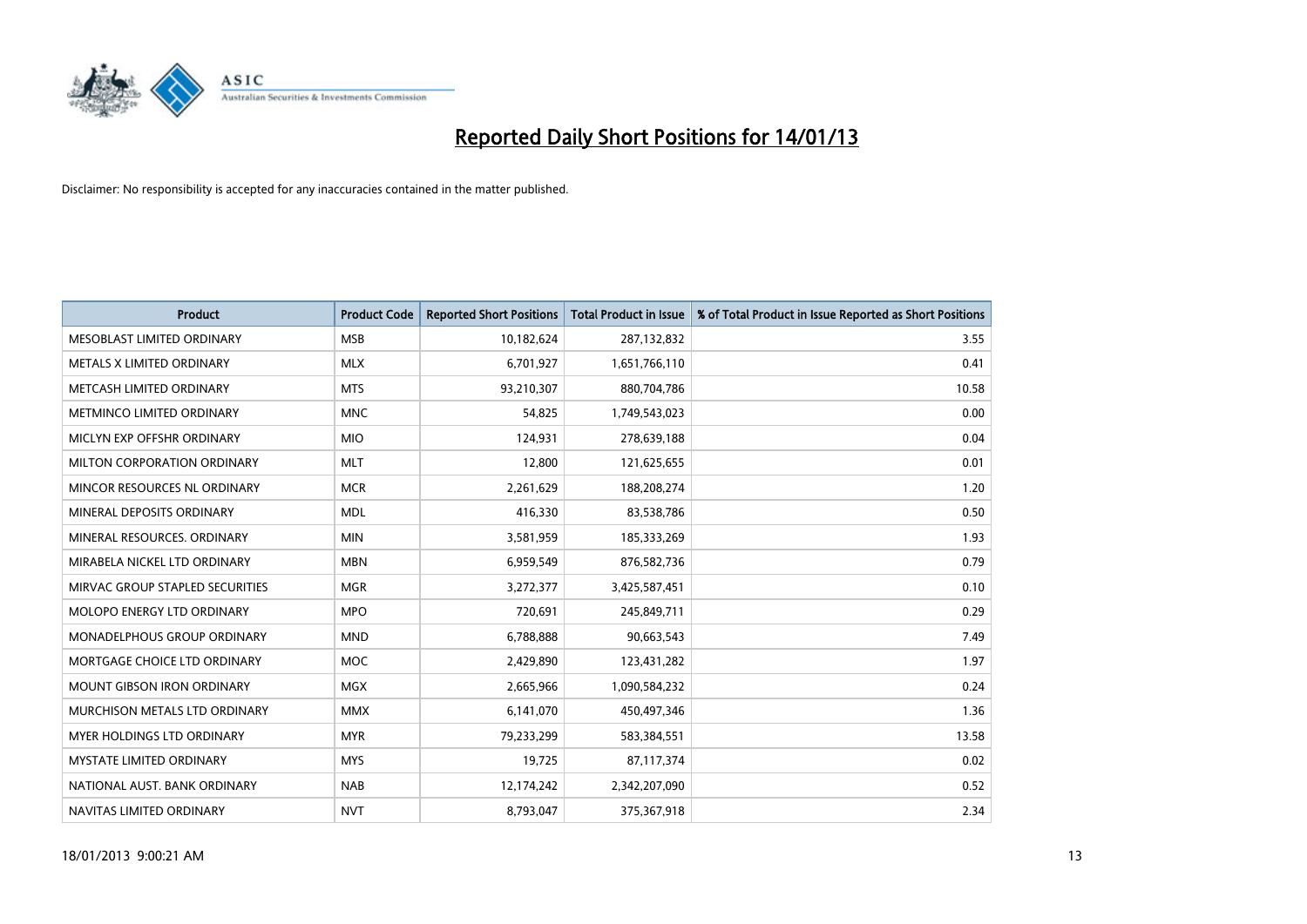# Reported Daily Short Positions for 14/01/13

Disclaimer: No responsibility is accepted for any inaccuracies contained in the matter published.

| Product | Product Code | Reported Short Positions | Total Product in Issue | % of Total Product in Issue Reported as Short Positions |
|---|---|---|---|---|
| MESOBLAST LIMITED ORDINARY | MSB | 10,182,624 | 287,132,832 | 3.55 |
| METALS X LIMITED ORDINARY | MLX | 6,701,927 | 1,651,766,110 | 0.41 |
| METCASH LIMITED ORDINARY | MTS | 93,210,307 | 880,704,786 | 10.58 |
| METMINCO LIMITED ORDINARY | MNC | 54,825 | 1,749,543,023 | 0.00 |
| MICLYN EXP OFFSHR ORDINARY | MIO | 124,931 | 278,639,188 | 0.04 |
| MILTON CORPORATION ORDINARY | MLT | 12,800 | 121,625,655 | 0.01 |
| MINCOR RESOURCES NL ORDINARY | MCR | 2,261,629 | 188,208,274 | 1.20 |
| MINERAL DEPOSITS ORDINARY | MDL | 416,330 | 83,538,786 | 0.50 |
| MINERAL RESOURCES. ORDINARY | MIN | 3,581,959 | 185,333,269 | 1.93 |
| MIRABELA NICKEL LTD ORDINARY | MBN | 6,959,549 | 876,582,736 | 0.79 |
| MIRVAC GROUP STAPLED SECURITIES | MGR | 3,272,377 | 3,425,587,451 | 0.10 |
| MOLOPO ENERGY LTD ORDINARY | MPO | 720,691 | 245,849,711 | 0.29 |
| MONADELPHOUS GROUP ORDINARY | MND | 6,788,888 | 90,663,543 | 7.49 |
| MORTGAGE CHOICE LTD ORDINARY | MOC | 2,429,890 | 123,431,282 | 1.97 |
| MOUNT GIBSON IRON ORDINARY | MGX | 2,665,966 | 1,090,584,232 | 0.24 |
| MURCHISON METALS LTD ORDINARY | MMX | 6,141,070 | 450,497,346 | 1.36 |
| MYER HOLDINGS LTD ORDINARY | MYR | 79,233,299 | 583,384,551 | 13.58 |
| MYSTATE LIMITED ORDINARY | MYS | 19,725 | 87,117,374 | 0.02 |
| NATIONAL AUST. BANK ORDINARY | NAB | 12,174,242 | 2,342,207,090 | 0.52 |
| NAVITAS LIMITED ORDINARY | NVT | 8,793,047 | 375,367,918 | 2.34 |

18/01/2013 9:00:21 AM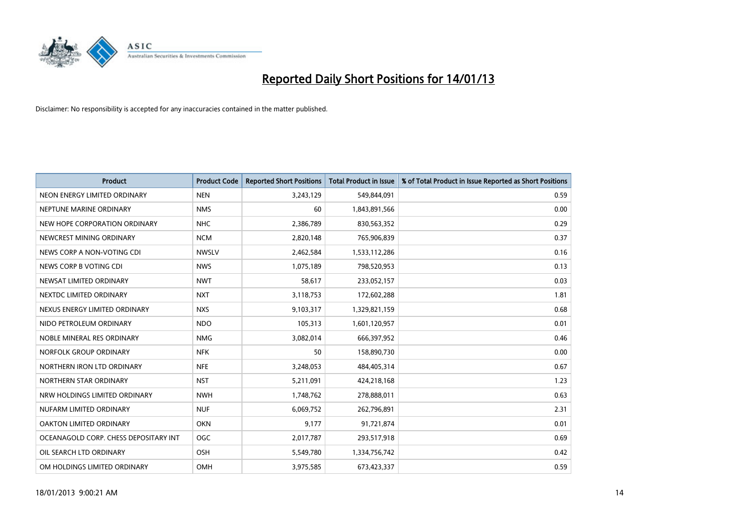# Reported Daily Short Positions for 14/01/13

Disclaimer: No responsibility is accepted for any inaccuracies contained in the matter published.

| Product | Product Code | Reported Short Positions | Total Product in Issue | % of Total Product in Issue Reported as Short Positions |
|---|---|---|---|---|
| NEON ENERGY LIMITED ORDINARY | NEN | 3,243,129 | 549,844,091 | 0.59 |
| NEPTUNE MARINE ORDINARY | NMS | 60 | 1,843,891,566 | 0.00 |
| NEW HOPE CORPORATION ORDINARY | NHC | 2,386,789 | 830,563,352 | 0.29 |
| NEWCREST MINING ORDINARY | NCM | 2,820,148 | 765,906,839 | 0.37 |
| NEWS CORP A NON-VOTING CDI | NWSLV | 2,462,584 | 1,533,112,286 | 0.16 |
| NEWS CORP B VOTING CDI | NWS | 1,075,189 | 798,520,953 | 0.13 |
| NEWSAT LIMITED ORDINARY | NWT | 58,617 | 233,052,157 | 0.03 |
| NEXTDC LIMITED ORDINARY | NXT | 3,118,753 | 172,602,288 | 1.81 |
| NEXUS ENERGY LIMITED ORDINARY | NXS | 9,103,317 | 1,329,821,159 | 0.68 |
| NIDO PETROLEUM ORDINARY | NDO | 105,313 | 1,601,120,957 | 0.01 |
| NOBLE MINERAL RES ORDINARY | NMG | 3,082,014 | 666,397,952 | 0.46 |
| NORFOLK GROUP ORDINARY | NFK | 50 | 158,890,730 | 0.00 |
| NORTHERN IRON LTD ORDINARY | NFE | 3,248,053 | 484,405,314 | 0.67 |
| NORTHERN STAR ORDINARY | NST | 5,211,091 | 424,218,168 | 1.23 |
| NRW HOLDINGS LIMITED ORDINARY | NWH | 1,748,762 | 278,888,011 | 0.63 |
| NUFARM LIMITED ORDINARY | NUF | 6,069,752 | 262,796,891 | 2.31 |
| OAKTON LIMITED ORDINARY | OKN | 9,177 | 91,721,874 | 0.01 |
| OCEANAGOLD CORP. CHESS DEPOSITARY INT | OGC | 2,017,787 | 293,517,918 | 0.69 |
| OIL SEARCH LTD ORDINARY | OSH | 5,549,780 | 1,334,756,742 | 0.42 |
| OM HOLDINGS LIMITED ORDINARY | OMH | 3,975,585 | 673,423,337 | 0.59 |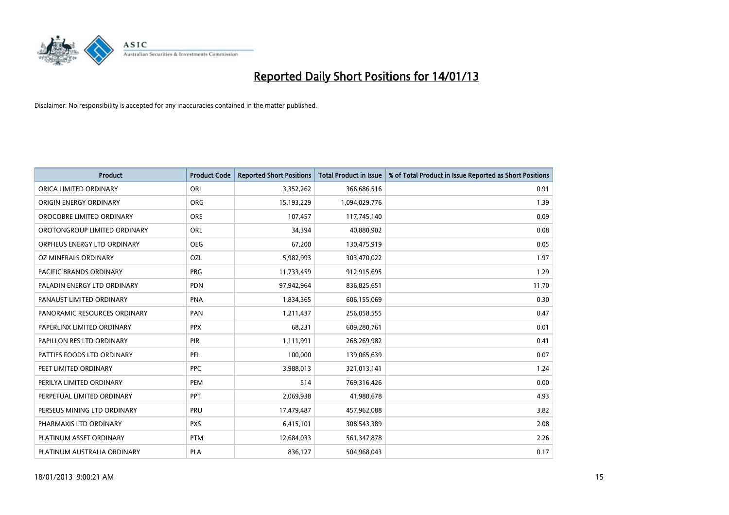# Reported Daily Short Positions for 14/01/13

Disclaimer: No responsibility is accepted for any inaccuracies contained in the matter published.

| Product | Product Code | Reported Short Positions | Total Product in Issue | % of Total Product in Issue Reported as Short Positions |
| --- | --- | --- | --- | --- |
| ORICA LIMITED ORDINARY | ORI | 3,352,262 | 366,686,516 | 0.91 |
| ORIGIN ENERGY ORDINARY | ORG | 15,193,229 | 1,094,029,776 | 1.39 |
| OROCOBRE LIMITED ORDINARY | ORE | 107,457 | 117,745,140 | 0.09 |
| OROTONGROUP LIMITED ORDINARY | ORL | 34,394 | 40,880,902 | 0.08 |
| ORPHEUS ENERGY LTD ORDINARY | OEG | 67,200 | 130,475,919 | 0.05 |
| OZ MINERALS ORDINARY | OZL | 5,982,993 | 303,470,022 | 1.97 |
| PACIFIC BRANDS ORDINARY | PBG | 11,733,459 | 912,915,695 | 1.29 |
| PALADIN ENERGY LTD ORDINARY | PDN | 97,942,964 | 836,825,651 | 11.70 |
| PANAUST LIMITED ORDINARY | PNA | 1,834,365 | 606,155,069 | 0.30 |
| PANORAMIC RESOURCES ORDINARY | PAN | 1,211,437 | 256,058,555 | 0.47 |
| PAPERLINX LIMITED ORDINARY | PPX | 68,231 | 609,280,761 | 0.01 |
| PAPILLON RES LTD ORDINARY | PIR | 1,111,991 | 268,269,982 | 0.41 |
| PATTIES FOODS LTD ORDINARY | PFL | 100,000 | 139,065,639 | 0.07 |
| PEET LIMITED ORDINARY | PPC | 3,988,013 | 321,013,141 | 1.24 |
| PERILYA LIMITED ORDINARY | PEM | 514 | 769,316,426 | 0.00 |
| PERPETUAL LIMITED ORDINARY | PPT | 2,069,938 | 41,980,678 | 4.93 |
| PERSEUS MINING LTD ORDINARY | PRU | 17,479,487 | 457,962,088 | 3.82 |
| PHARMAXIS LTD ORDINARY | PXS | 6,415,101 | 308,543,389 | 2.08 |
| PLATINUM ASSET ORDINARY | PTM | 12,684,033 | 561,347,878 | 2.26 |
| PLATINUM AUSTRALIA ORDINARY | PLA | 836,127 | 504,968,043 | 0.17 |

18/01/2013 9:00:21 AM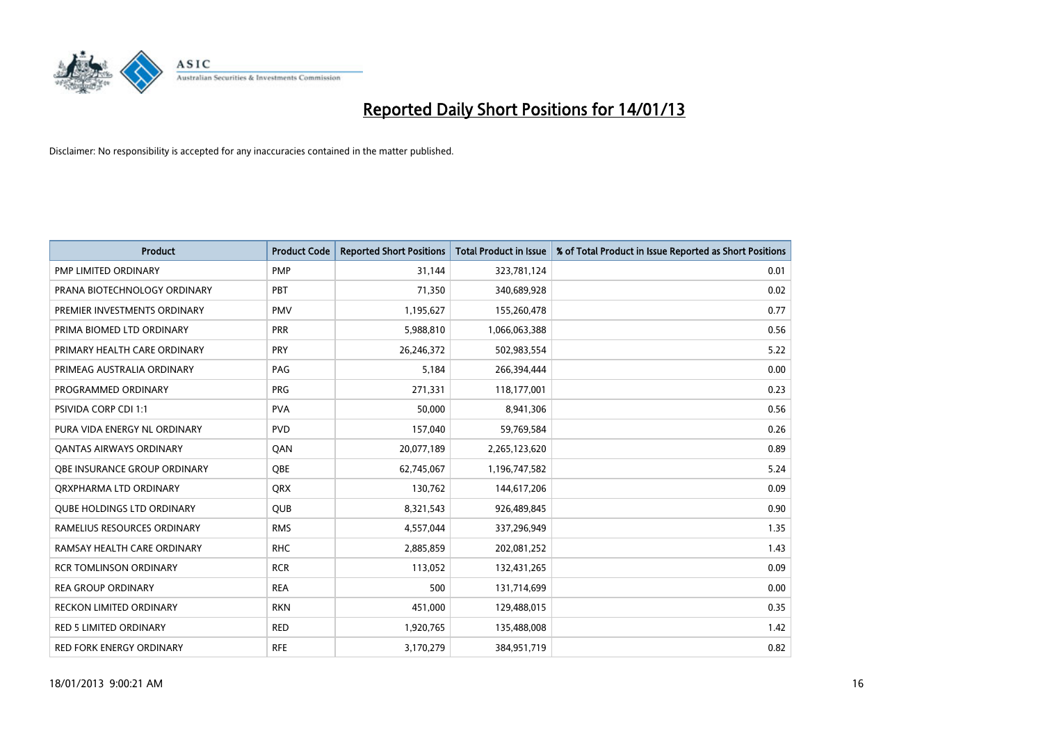# Reported Daily Short Positions for 14/01/13

Disclaimer: No responsibility is accepted for any inaccuracies contained in the matter published.

| Product | Product Code | Reported Short Positions | Total Product in Issue | % of Total Product in Issue Reported as Short Positions |
| --- | --- | --- | --- | --- |
| PMP LIMITED ORDINARY | PMP | 31,144 | 323,781,124 | 0.01 |
| PRANA BIOTECHNOLOGY ORDINARY | PBT | 71,350 | 340,689,928 | 0.02 |
| PREMIER INVESTMENTS ORDINARY | PMV | 1,195,627 | 155,260,478 | 0.77 |
| PRIMA BIOMED LTD ORDINARY | PRR | 5,988,810 | 1,066,063,388 | 0.56 |
| PRIMARY HEALTH CARE ORDINARY | PRY | 26,246,372 | 502,983,554 | 5.22 |
| PRIMEAG AUSTRALIA ORDINARY | PAG | 5,184 | 266,394,444 | 0.00 |
| PROGRAMMED ORDINARY | PRG | 271,331 | 118,177,001 | 0.23 |
| PSIVIDA CORP CDI 1:1 | PVA | 50,000 | 8,941,306 | 0.56 |
| PURA VIDA ENERGY NL ORDINARY | PVD | 157,040 | 59,769,584 | 0.26 |
| QANTAS AIRWAYS ORDINARY | QAN | 20,077,189 | 2,265,123,620 | 0.89 |
| QBE INSURANCE GROUP ORDINARY | QBE | 62,745,067 | 1,196,747,582 | 5.24 |
| QRXPHARMA LTD ORDINARY | QRX | 130,762 | 144,617,206 | 0.09 |
| QUBE HOLDINGS LTD ORDINARY | QUB | 8,321,543 | 926,489,845 | 0.90 |
| RAMELIUS RESOURCES ORDINARY | RMS | 4,557,044 | 337,296,949 | 1.35 |
| RAMSAY HEALTH CARE ORDINARY | RHC | 2,885,859 | 202,081,252 | 1.43 |
| RCR TOMLINSON ORDINARY | RCR | 113,052 | 132,431,265 | 0.09 |
| REA GROUP ORDINARY | REA | 500 | 131,714,699 | 0.00 |
| RECKON LIMITED ORDINARY | RKN | 451,000 | 129,488,015 | 0.35 |
| RED 5 LIMITED ORDINARY | RED | 1,920,765 | 135,488,008 | 1.42 |
| RED FORK ENERGY ORDINARY | RFE | 3,170,279 | 384,951,719 | 0.82 |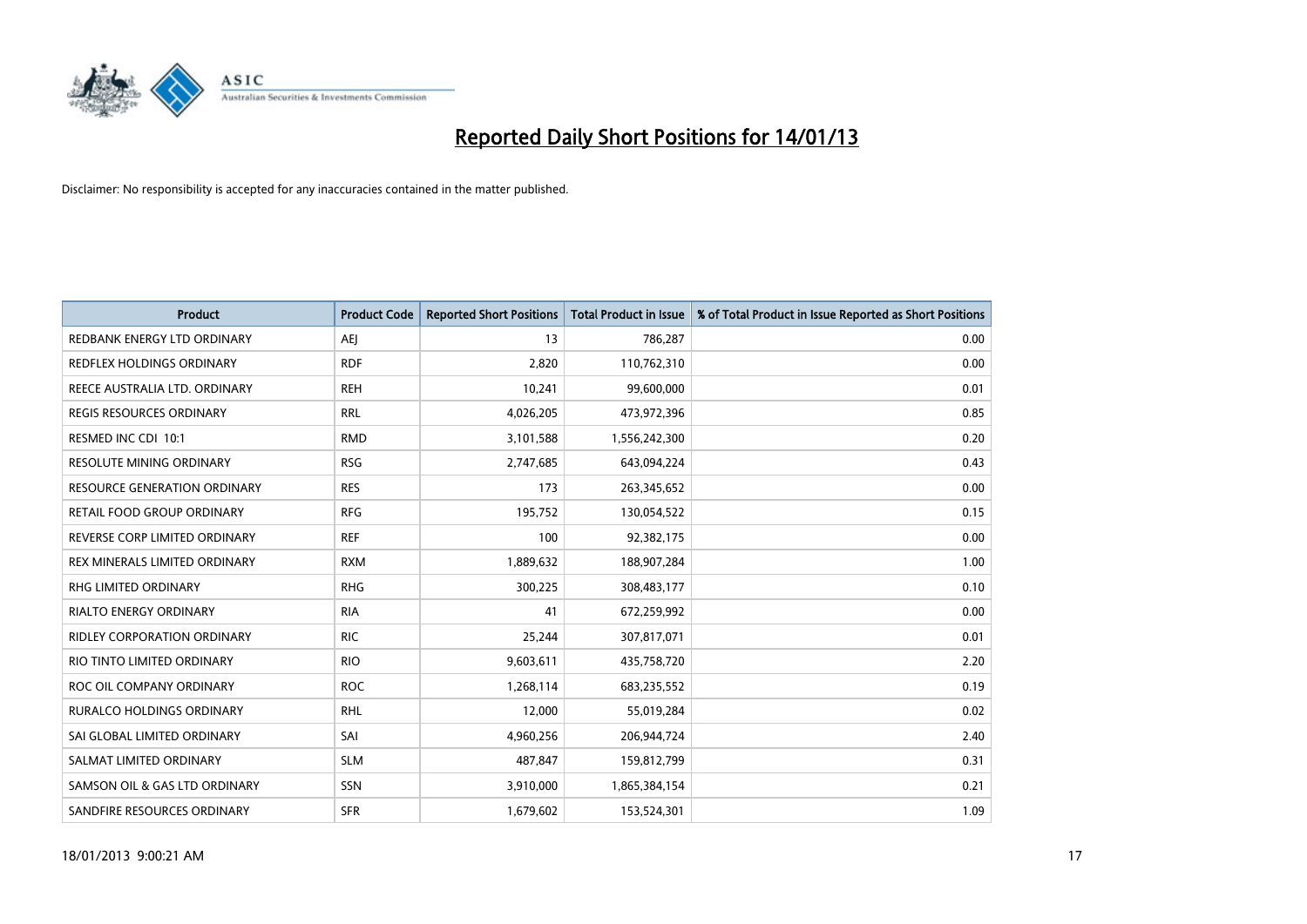# Reported Daily Short Positions for 14/01/13

Disclaimer: No responsibility is accepted for any inaccuracies contained in the matter published.

| Product | Product Code | Reported Short Positions | Total Product in Issue | % of Total Product in Issue Reported as Short Positions |
|---|---|---|---|---|
| REDBANK ENERGY LTD ORDINARY | AEJ | 13 | 786,287 | 0.00 |
| REDFLEX HOLDINGS ORDINARY | RDF | 2,820 | 110,762,310 | 0.00 |
| REECE AUSTRALIA LTD. ORDINARY | REH | 10,241 | 99,600,000 | 0.01 |
| REGIS RESOURCES ORDINARY | RRL | 4,026,205 | 473,972,396 | 0.85 |
| RESMED INC CDI 10:1 | RMD | 3,101,588 | 1,556,242,300 | 0.20 |
| RESOLUTE MINING ORDINARY | RSG | 2,747,685 | 643,094,224 | 0.43 |
| RESOURCE GENERATION ORDINARY | RES | 173 | 263,345,652 | 0.00 |
| RETAIL FOOD GROUP ORDINARY | RFG | 195,752 | 130,054,522 | 0.15 |
| REVERSE CORP LIMITED ORDINARY | REF | 100 | 92,382,175 | 0.00 |
| REX MINERALS LIMITED ORDINARY | RXM | 1,889,632 | 188,907,284 | 1.00 |
| RHG LIMITED ORDINARY | RHG | 300,225 | 308,483,177 | 0.10 |
| RIALTO ENERGY ORDINARY | RIA | 41 | 672,259,992 | 0.00 |
| RIDLEY CORPORATION ORDINARY | RIC | 25,244 | 307,817,071 | 0.01 |
| RIO TINTO LIMITED ORDINARY | RIO | 9,603,611 | 435,758,720 | 2.20 |
| ROC OIL COMPANY ORDINARY | ROC | 1,268,114 | 683,235,552 | 0.19 |
| RURALCO HOLDINGS ORDINARY | RHL | 12,000 | 55,019,284 | 0.02 |
| SAI GLOBAL LIMITED ORDINARY | SAI | 4,960,256 | 206,944,724 | 2.40 |
| SALMAT LIMITED ORDINARY | SLM | 487,847 | 159,812,799 | 0.31 |
| SAMSON OIL & GAS LTD ORDINARY | SSN | 3,910,000 | 1,865,384,154 | 0.21 |
| SANDFIRE RESOURCES ORDINARY | SFR | 1,679,602 | 153,524,301 | 1.09 |

18/01/2013 9:00:21 AM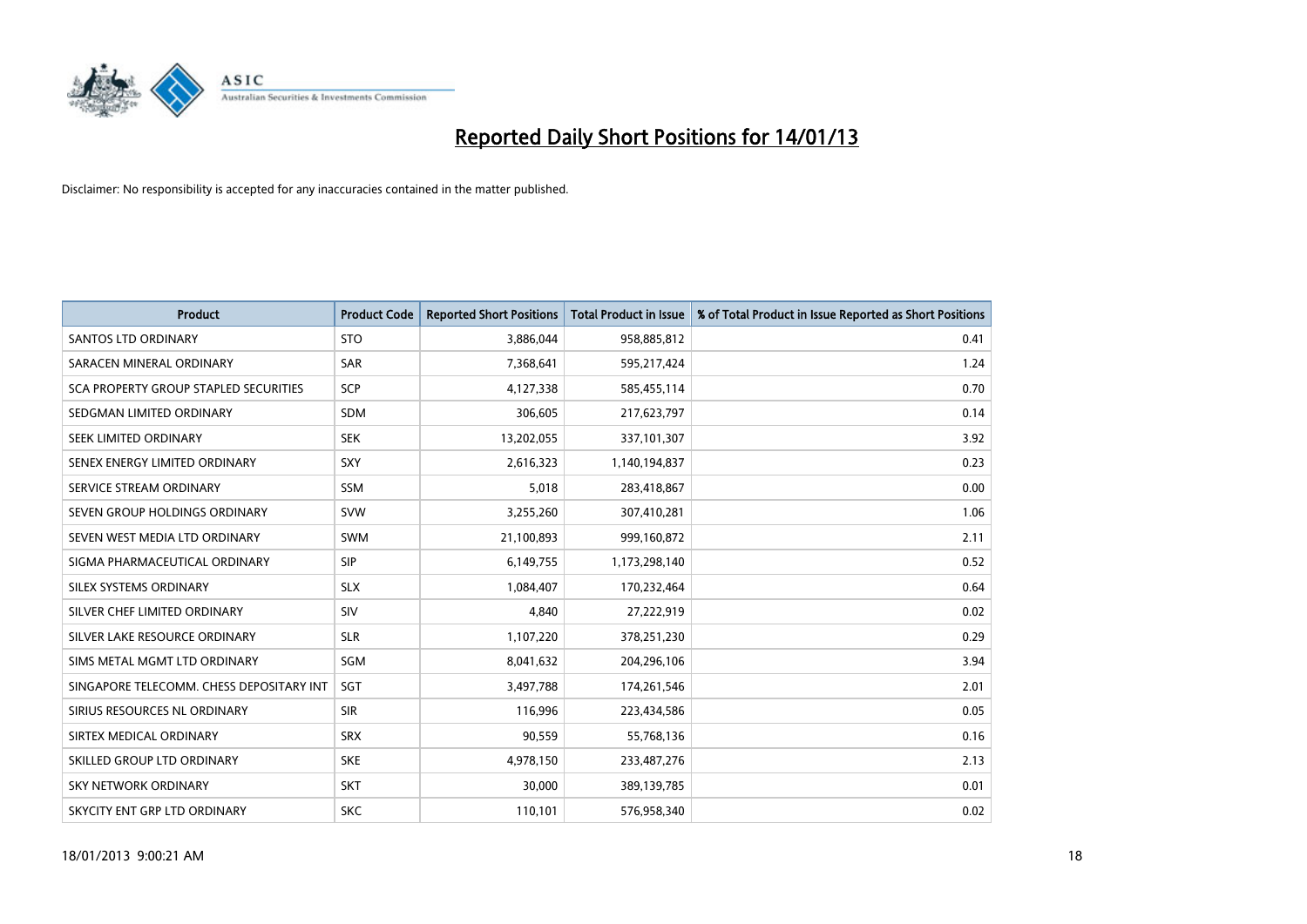# Reported Daily Short Positions for 14/01/13

Disclaimer: No responsibility is accepted for any inaccuracies contained in the matter published.

| Product | Product Code | Reported Short Positions | Total Product in Issue | % of Total Product in Issue Reported as Short Positions |
|---|---|---|---|---|
| SANTOS LTD ORDINARY | STO | 3,886,044 | 958,885,812 | 0.41 |
| SARACEN MINERAL ORDINARY | SAR | 7,368,641 | 595,217,424 | 1.24 |
| SCA PROPERTY GROUP STAPLED SECURITIES | SCP | 4,127,338 | 585,455,114 | 0.70 |
| SEDGMAN LIMITED ORDINARY | SDM | 306,605 | 217,623,797 | 0.14 |
| SEEK LIMITED ORDINARY | SEK | 13,202,055 | 337,101,307 | 3.92 |
| SENEX ENERGY LIMITED ORDINARY | SXY | 2,616,323 | 1,140,194,837 | 0.23 |
| SERVICE STREAM ORDINARY | SSM | 5,018 | 283,418,867 | 0.00 |
| SEVEN GROUP HOLDINGS ORDINARY | SVW | 3,255,260 | 307,410,281 | 1.06 |
| SEVEN WEST MEDIA LTD ORDINARY | SWM | 21,100,893 | 999,160,872 | 2.11 |
| SIGMA PHARMACEUTICAL ORDINARY | SIP | 6,149,755 | 1,173,298,140 | 0.52 |
| SILEX SYSTEMS ORDINARY | SLX | 1,084,407 | 170,232,464 | 0.64 |
| SILVER CHEF LIMITED ORDINARY | SIV | 4,840 | 27,222,919 | 0.02 |
| SILVER LAKE RESOURCE ORDINARY | SLR | 1,107,220 | 378,251,230 | 0.29 |
| SIMS METAL MGMT LTD ORDINARY | SGM | 8,041,632 | 204,296,106 | 3.94 |
| SINGAPORE TELECOMM. CHESS DEPOSITARY INT | SGT | 3,497,788 | 174,261,546 | 2.01 |
| SIRIUS RESOURCES NL ORDINARY | SIR | 116,996 | 223,434,586 | 0.05 |
| SIRTEX MEDICAL ORDINARY | SRX | 90,559 | 55,768,136 | 0.16 |
| SKILLED GROUP LTD ORDINARY | SKE | 4,978,150 | 233,487,276 | 2.13 |
| SKY NETWORK ORDINARY | SKT | 30,000 | 389,139,785 | 0.01 |
| SKYCITY ENT GRP LTD ORDINARY | SKC | 110,101 | 576,958,340 | 0.02 |

18/01/2013 9:00:21 AM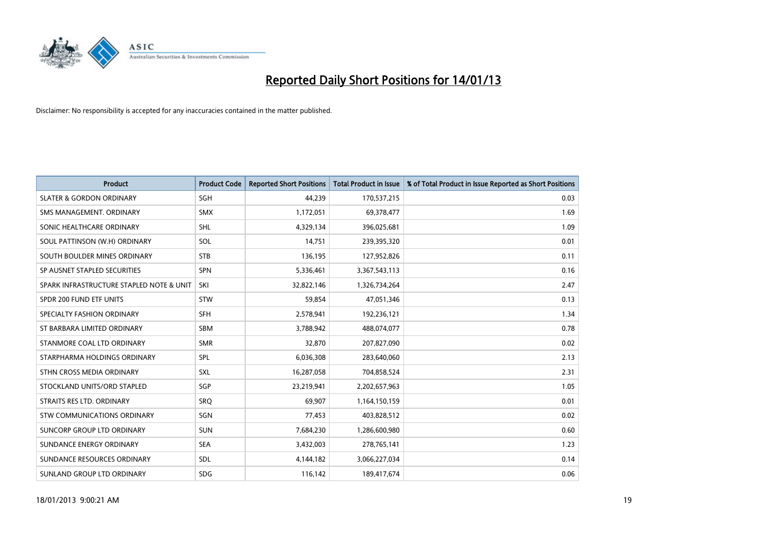# Reported Daily Short Positions for 14/01/13

Disclaimer: No responsibility is accepted for any inaccuracies contained in the matter published.

| Product | Product Code | Reported Short Positions | Total Product in Issue | % of Total Product in Issue Reported as Short Positions |
|---|---|---|---|---|
| SLATER & GORDON ORDINARY | SGH | 44,239 | 170,537,215 | 0.03 |
| SMS MANAGEMENT. ORDINARY | SMX | 1,172,051 | 69,378,477 | 1.69 |
| SONIC HEALTHCARE ORDINARY | SHL | 4,329,134 | 396,025,681 | 1.09 |
| SOUL PATTINSON (W.H) ORDINARY | SOL | 14,751 | 239,395,320 | 0.01 |
| SOUTH BOULDER MINES ORDINARY | STB | 136,195 | 127,952,826 | 0.11 |
| SP AUSNET STAPLED SECURITIES | SPN | 5,336,461 | 3,367,543,113 | 0.16 |
| SPARK INFRASTRUCTURE STAPLED NOTE & UNIT | SKI | 32,822,146 | 1,326,734,264 | 2.47 |
| SPDR 200 FUND ETF UNITS | STW | 59,854 | 47,051,346 | 0.13 |
| SPECIALTY FASHION ORDINARY | SFH | 2,578,941 | 192,236,121 | 1.34 |
| ST BARBARA LIMITED ORDINARY | SBM | 3,788,942 | 488,074,077 | 0.78 |
| STANMORE COAL LTD ORDINARY | SMR | 32,870 | 207,827,090 | 0.02 |
| STARPHARMA HOLDINGS ORDINARY | SPL | 6,036,308 | 283,640,060 | 2.13 |
| STHN CROSS MEDIA ORDINARY | SXL | 16,287,058 | 704,858,524 | 2.31 |
| STOCKLAND UNITS/ORD STAPLED | SGP | 23,219,941 | 2,202,657,963 | 1.05 |
| STRAITS RES LTD. ORDINARY | SRQ | 69,907 | 1,164,150,159 | 0.01 |
| STW COMMUNICATIONS ORDINARY | SGN | 77,453 | 403,828,512 | 0.02 |
| SUNCORP GROUP LTD ORDINARY | SUN | 7,684,230 | 1,286,600,980 | 0.60 |
| SUNDANCE ENERGY ORDINARY | SEA | 3,432,003 | 278,765,141 | 1.23 |
| SUNDANCE RESOURCES ORDINARY | SDL | 4,144,182 | 3,066,227,034 | 0.14 |
| SUNLAND GROUP LTD ORDINARY | SDG | 116,142 | 189,417,674 | 0.06 |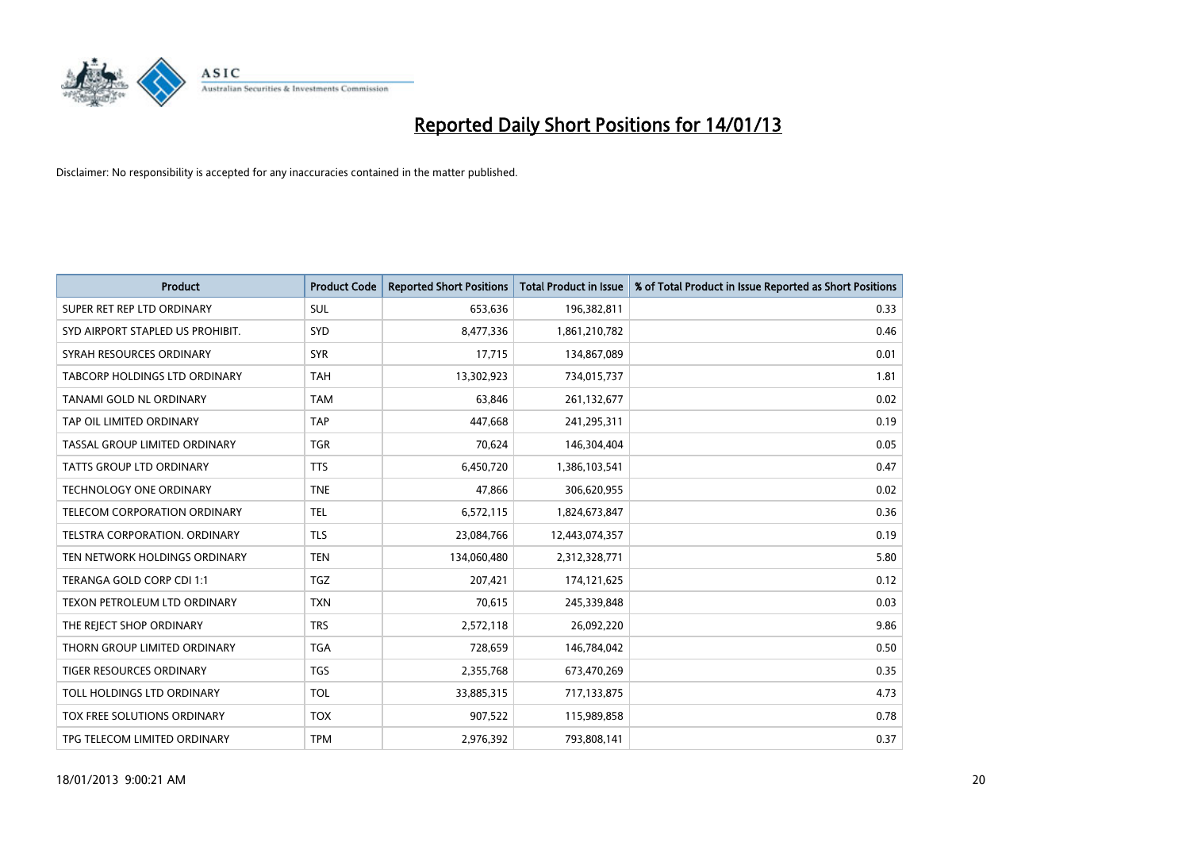# Reported Daily Short Positions for 14/01/13

Disclaimer: No responsibility is accepted for any inaccuracies contained in the matter published.

| Product | Product Code | Reported Short Positions | Total Product in Issue | % of Total Product in Issue Reported as Short Positions |
|---|---|---|---|---|
| SUPER RET REP LTD ORDINARY | SUL | 653,636 | 196,382,811 | 0.33 |
| SYD AIRPORT STAPLED US PROHIBIT. | SYD | 8,477,336 | 1,861,210,782 | 0.46 |
| SYRAH RESOURCES ORDINARY | SYR | 17,715 | 134,867,089 | 0.01 |
| TABCORP HOLDINGS LTD ORDINARY | TAH | 13,302,923 | 734,015,737 | 1.81 |
| TANAMI GOLD NL ORDINARY | TAM | 63,846 | 261,132,677 | 0.02 |
| TAP OIL LIMITED ORDINARY | TAP | 447,668 | 241,295,311 | 0.19 |
| TASSAL GROUP LIMITED ORDINARY | TGR | 70,624 | 146,304,404 | 0.05 |
| TATTS GROUP LTD ORDINARY | TTS | 6,450,720 | 1,386,103,541 | 0.47 |
| TECHNOLOGY ONE ORDINARY | TNE | 47,866 | 306,620,955 | 0.02 |
| TELECOM CORPORATION ORDINARY | TEL | 6,572,115 | 1,824,673,847 | 0.36 |
| TELSTRA CORPORATION. ORDINARY | TLS | 23,084,766 | 12,443,074,357 | 0.19 |
| TEN NETWORK HOLDINGS ORDINARY | TEN | 134,060,480 | 2,312,328,771 | 5.80 |
| TERANGA GOLD CORP CDI 1:1 | TGZ | 207,421 | 174,121,625 | 0.12 |
| TEXON PETROLEUM LTD ORDINARY | TXN | 70,615 | 245,339,848 | 0.03 |
| THE REJECT SHOP ORDINARY | TRS | 2,572,118 | 26,092,220 | 9.86 |
| THORN GROUP LIMITED ORDINARY | TGA | 728,659 | 146,784,042 | 0.50 |
| TIGER RESOURCES ORDINARY | TGS | 2,355,768 | 673,470,269 | 0.35 |
| TOLL HOLDINGS LTD ORDINARY | TOL | 33,885,315 | 717,133,875 | 4.73 |
| TOX FREE SOLUTIONS ORDINARY | TOX | 907,522 | 115,989,858 | 0.78 |
| TPG TELECOM LIMITED ORDINARY | TPM | 2,976,392 | 793,808,141 | 0.37 |

18/01/2013 9:00:21 AM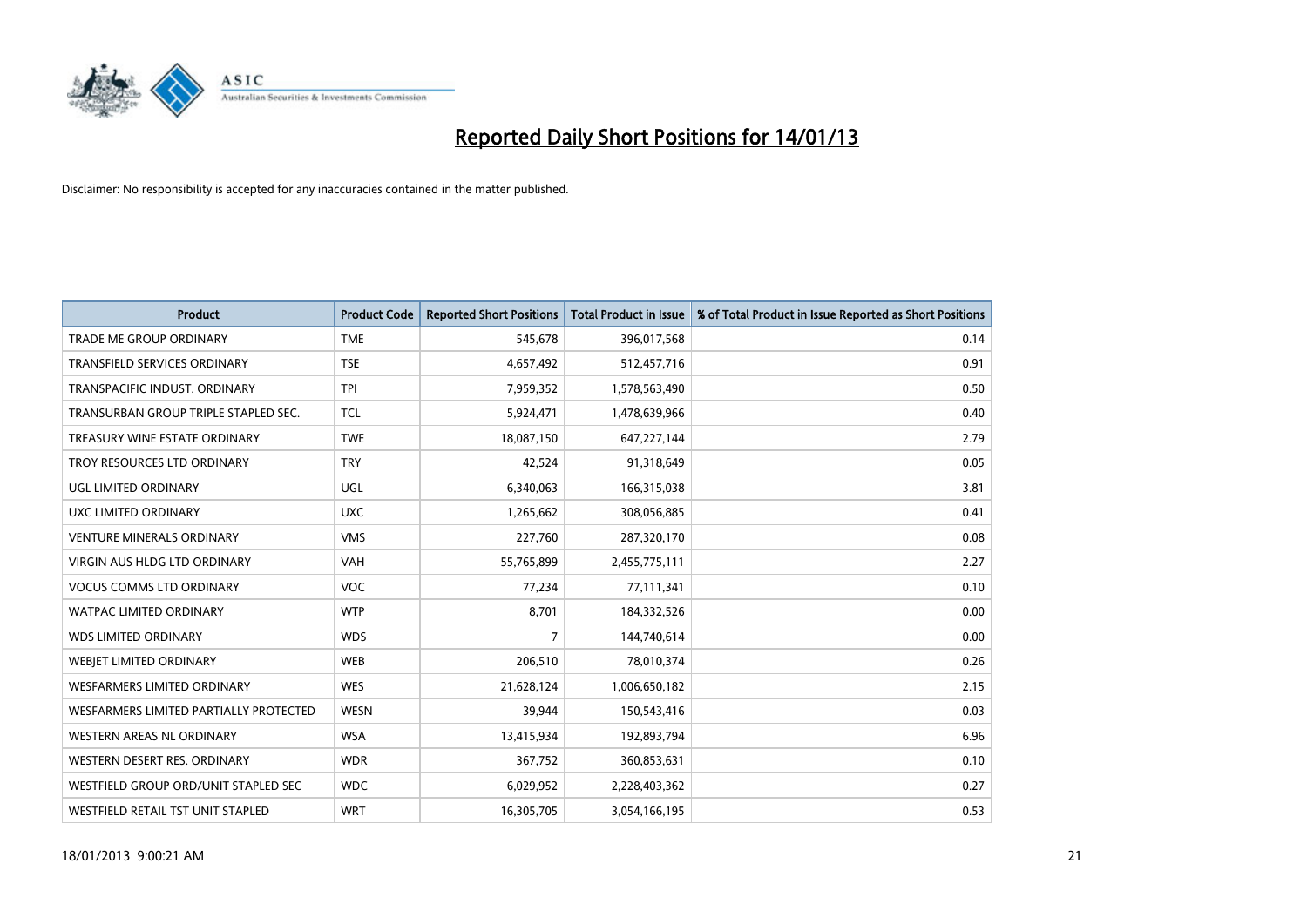# Reported Daily Short Positions for 14/01/13

Disclaimer: No responsibility is accepted for any inaccuracies contained in the matter published.

| Product | Product Code | Reported Short Positions | Total Product in Issue | % of Total Product in Issue Reported as Short Positions |
|---|---|---|---|---|
| TRADE ME GROUP ORDINARY | TME | 545,678 | 396,017,568 | 0.14 |
| TRANSFIELD SERVICES ORDINARY | TSE | 4,657,492 | 512,457,716 | 0.91 |
| TRANSPACIFIC INDUST. ORDINARY | TPI | 7,959,352 | 1,578,563,490 | 0.50 |
| TRANSURBAN GROUP TRIPLE STAPLED SEC. | TCL | 5,924,471 | 1,478,639,966 | 0.40 |
| TREASURY WINE ESTATE ORDINARY | TWE | 18,087,150 | 647,227,144 | 2.79 |
| TROY RESOURCES LTD ORDINARY | TRY | 42,524 | 91,318,649 | 0.05 |
| UGL LIMITED ORDINARY | UGL | 6,340,063 | 166,315,038 | 3.81 |
| UXC LIMITED ORDINARY | UXC | 1,265,662 | 308,056,885 | 0.41 |
| VENTURE MINERALS ORDINARY | VMS | 227,760 | 287,320,170 | 0.08 |
| VIRGIN AUS HLDG LTD ORDINARY | VAH | 55,765,899 | 2,455,775,111 | 2.27 |
| VOCUS COMMS LTD ORDINARY | VOC | 77,234 | 77,111,341 | 0.10 |
| WATPAC LIMITED ORDINARY | WTP | 8,701 | 184,332,526 | 0.00 |
| WDS LIMITED ORDINARY | WDS | 7 | 144,740,614 | 0.00 |
| WEBJET LIMITED ORDINARY | WEB | 206,510 | 78,010,374 | 0.26 |
| WESFARMERS LIMITED ORDINARY | WES | 21,628,124 | 1,006,650,182 | 2.15 |
| WESFARMERS LIMITED PARTIALLY PROTECTED | WESN | 39,944 | 150,543,416 | 0.03 |
| WESTERN AREAS NL ORDINARY | WSA | 13,415,934 | 192,893,794 | 6.96 |
| WESTERN DESERT RES. ORDINARY | WDR | 367,752 | 360,853,631 | 0.10 |
| WESTFIELD GROUP ORD/UNIT STAPLED SEC | WDC | 6,029,952 | 2,228,403,362 | 0.27 |
| WESTFIELD RETAIL TST UNIT STAPLED | WRT | 16,305,705 | 3,054,166,195 | 0.53 |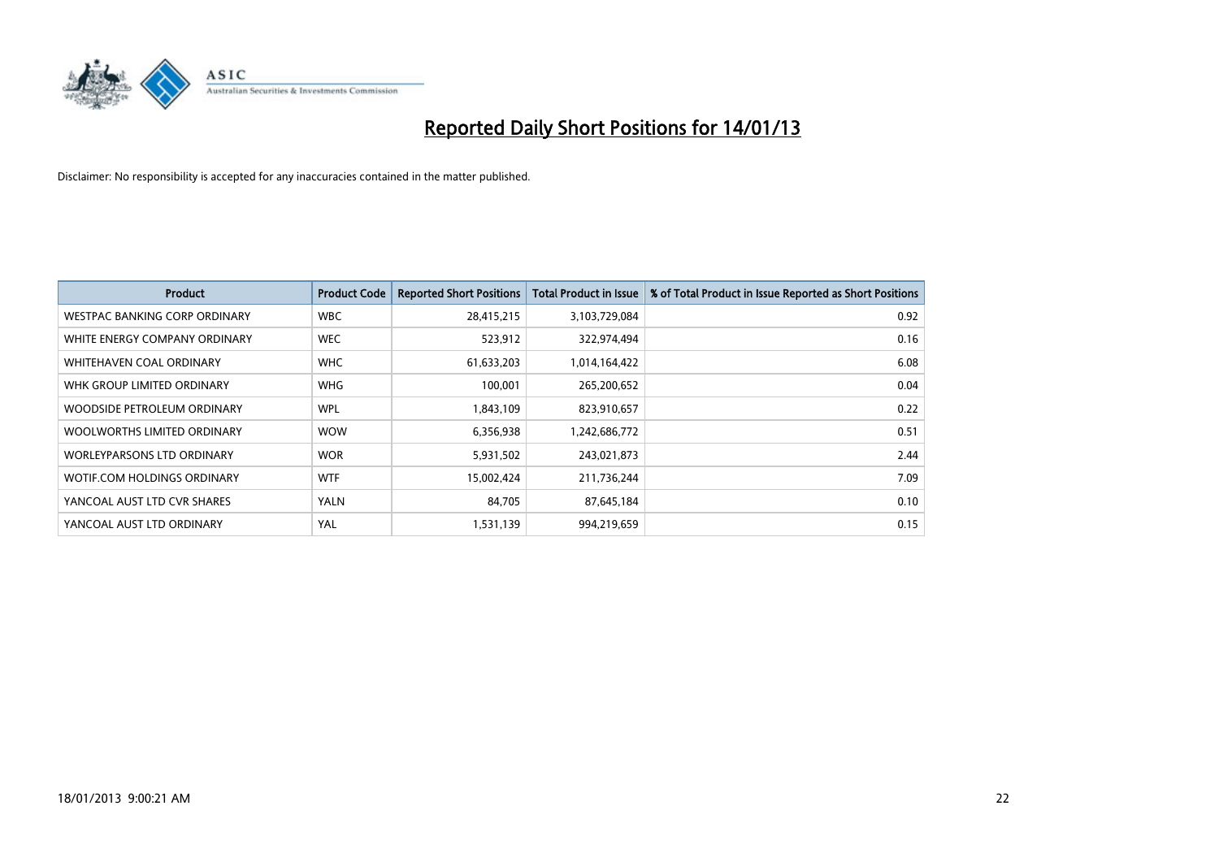# Reported Daily Short Positions for 14/01/13

Disclaimer: No responsibility is accepted for any inaccuracies contained in the matter published.

| Product | Product Code | Reported Short Positions | Total Product in Issue | % of Total Product in Issue Reported as Short Positions |
|---|---|---|---|---|
| WESTPAC BANKING CORP ORDINARY | WBC | 28,415,215 | 3,103,729,084 | 0.92 |
| WHITE ENERGY COMPANY ORDINARY | WEC | 523,912 | 322,974,494 | 0.16 |
| WHITEHAVEN COAL ORDINARY | WHC | 61,633,203 | 1,014,164,422 | 6.08 |
| WHK GROUP LIMITED ORDINARY | WHG | 100,001 | 265,200,652 | 0.04 |
| WOODSIDE PETROLEUM ORDINARY | WPL | 1,843,109 | 823,910,657 | 0.22 |
| WOOLWORTHS LIMITED ORDINARY | WOW | 6,356,938 | 1,242,686,772 | 0.51 |
| WORLEYPARSONS LTD ORDINARY | WOR | 5,931,502 | 243,021,873 | 2.44 |
| WOTIF.COM HOLDINGS ORDINARY | WTF | 15,002,424 | 211,736,244 | 7.09 |
| YANCOAL AUST LTD CVR SHARES | YALN | 84,705 | 87,645,184 | 0.10 |
| YANCOAL AUST LTD ORDINARY | YAL | 1,531,139 | 994,219,659 | 0.15 |

18/01/2013 9:00:21 AM